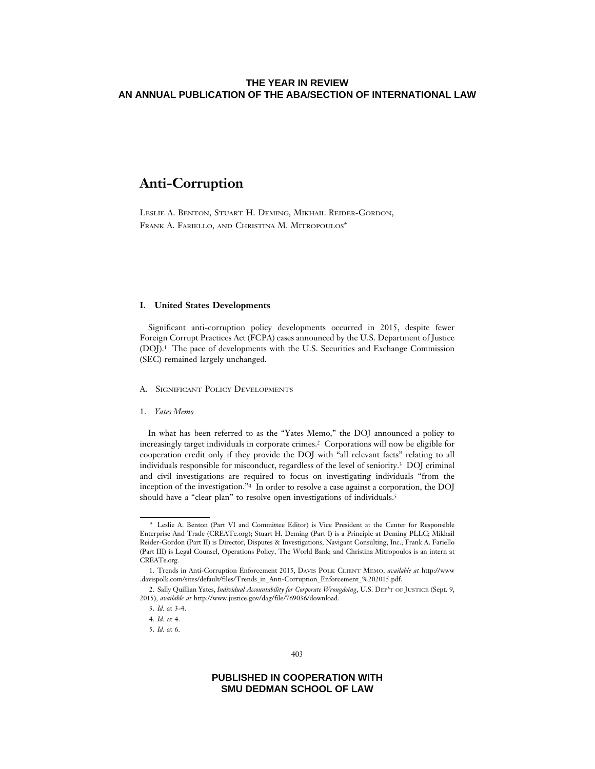THE YEAR IN REVIEW
AN ANNUAL PUBLICATION OF THE ABA/SECTION OF INTERNATIONAL LAW

# Anti-Corruption

Leslie A. Benton, Stuart H. Deming, Mikhail Reider-Gordon, Frank A. Fariello, and Christina M. Mitropoulos*

## I. United States Developments

Significant anti-corruption policy developments occurred in 2015, despite fewer Foreign Corrupt Practices Act (FCPA) cases announced by the U.S. Department of Justice (DOJ).[1] The pace of developments with the U.S. Securities and Exchange Commission (SEC) remained largely unchanged.

### A. Significant Policy Developments

#### 1. *Yates Memo*

In what has been referred to as the "Yates Memo," the DOJ announced a policy to increasingly target individuals in corporate crimes.[2] Corporations will now be eligible for cooperation credit only if they provide the DOJ with "all relevant facts" relating to all individuals responsible for misconduct, regardless of the level of seniority.[3] DOJ criminal and civil investigations are required to focus on investigating individuals "from the inception of the investigation."[4] In order to resolve a case against a corporation, the DOJ should have a "clear plan" to resolve open investigations of individuals.[5]

---

\* Leslie A. Benton (Part VI and Committee Editor) is Vice President at the Center for Responsible Enterprise And Trade (CREATe.org); Stuart H. Deming (Part I) is a Principle at Deming PLLC; Mikhail Reider-Gordon (Part II) is Director, Disputes & Investigations, Navigant Consulting, Inc.; Frank A. Fariello (Part III) is Legal Counsel, Operations Policy, The World Bank; and Christina Mitropoulos is an intern at CREATe.org.

1. Trends in Anti-Corruption Enforcement 2015, Davis Polk Client Memo, *available at* http://www.davispolk.com/sites/default/files/Trends_in_Anti-Corruption_Enforcement_%202015.pdf.

2. Sally Quillian Yates, *Individual Accountability for Corporate Wrongdoing*, U.S. Dep't of Justice (Sept. 9, 2015), *available at* http://www.justice.gov/dag/file/769036/download.

3. *Id.* at 3-4.

4. *Id.* at 4.

5. *Id.* at 6.

PUBLISHED IN COOPERATION WITH
SMU DEDMAN SCHOOL OF LAW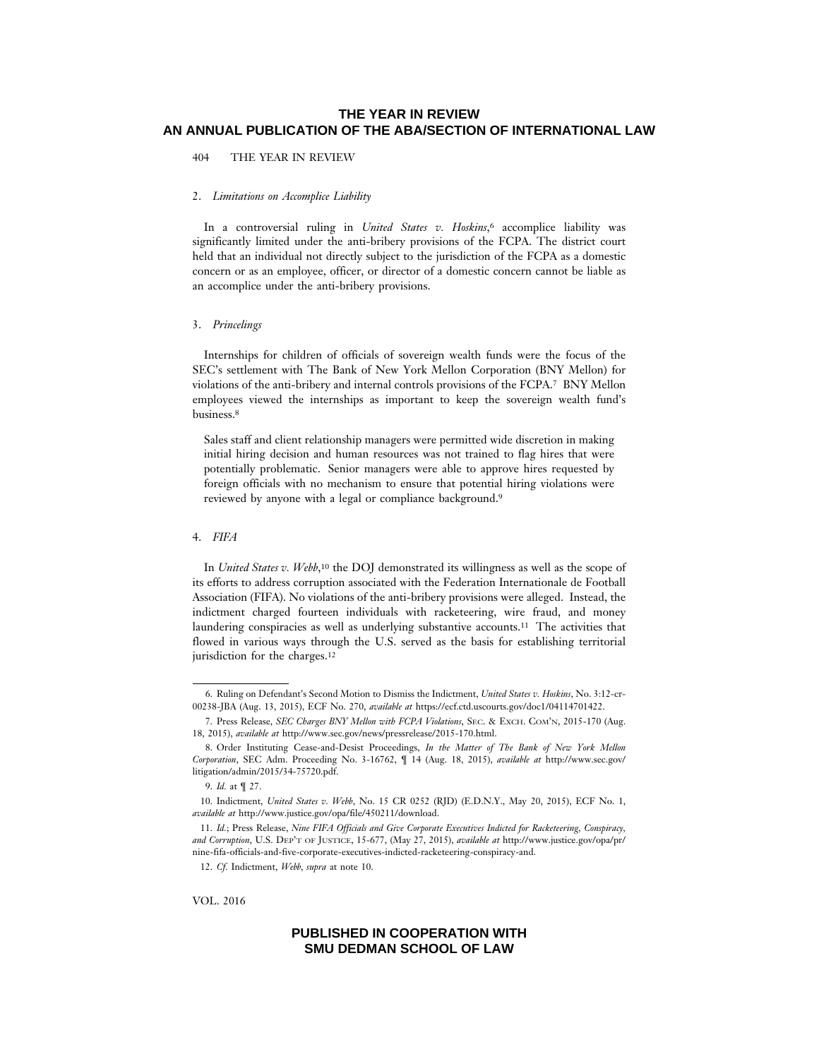### 2. *Limitations on Accomplice Liability*

In a controversial ruling in *United States v. Hoskins*,[6] accomplice liability was significantly limited under the anti-bribery provisions of the FCPA. The district court held that an individual not directly subject to the jurisdiction of the FCPA as a domestic concern or as an employee, officer, or director of a domestic concern cannot be liable as an accomplice under the anti-bribery provisions.

### 3. *Princelings*

Internships for children of officials of sovereign wealth funds were the focus of the SEC's settlement with The Bank of New York Mellon Corporation (BNY Mellon) for violations of the anti-bribery and internal controls provisions of the FCPA.[7] BNY Mellon employees viewed the internships as important to keep the sovereign wealth fund's business.[8]

> Sales staff and client relationship managers were permitted wide discretion in making initial hiring decision and human resources was not trained to flag hires that were potentially problematic. Senior managers were able to approve hires requested by foreign officials with no mechanism to ensure that potential hiring violations were reviewed by anyone with a legal or compliance background.[9]

### 4. *FIFA*

In *United States v. Webb*,[10] the DOJ demonstrated its willingness as well as the scope of its efforts to address corruption associated with the Federation Internationale de Football Association (FIFA). No violations of the anti-bribery provisions were alleged. Instead, the indictment charged fourteen individuals with racketeering, wire fraud, and money laundering conspiracies as well as underlying substantive accounts.[11] The activities that flowed in various ways through the U.S. served as the basis for establishing territorial jurisdiction for the charges.[12]

---

6. Ruling on Defendant's Second Motion to Dismiss the Indictment, *United States v. Hoskins*, No. 3:12-cr-00238-JBA (Aug. 13, 2015), ECF No. 270, *available at* https://ecf.ctd.uscourts.gov/doc1/04114701422.

7. Press Release, *SEC Charges BNY Mellon with FCPA Violations*, SEC. & EXCH. COM'N, 2015-170 (Aug. 18, 2015), *available at* http://www.sec.gov/news/pressrelease/2015-170.html.

8. Order Instituting Cease-and-Desist Proceedings, *In the Matter of The Bank of New York Mellon Corporation*, SEC Adm. Proceeding No. 3-16762, ¶ 14 (Aug. 18, 2015), *available at* http://www.sec.gov/litigation/admin/2015/34-75720.pdf.

9. *Id.* at ¶ 27.

10. Indictment, *United States v. Webb*, No. 15 CR 0252 (RJD) (E.D.N.Y., May 20, 2015), ECF No. 1, *available at* http://www.justice.gov/opa/file/450211/download.

11. *Id.*; Press Release, *Nine FIFA Officials and Give Corporate Executives Indicted for Racketeering, Conspiracy, and Corruption*, U.S. DEP'T OF JUSTICE, 15-677, (May 27, 2015), *available at* http://www.justice.gov/opa/pr/nine-fifa-officials-and-five-corporate-executives-indicted-racketeering-conspiracy-and.

12. *Cf.* Indictment, *Webb*, *supra* at note 10.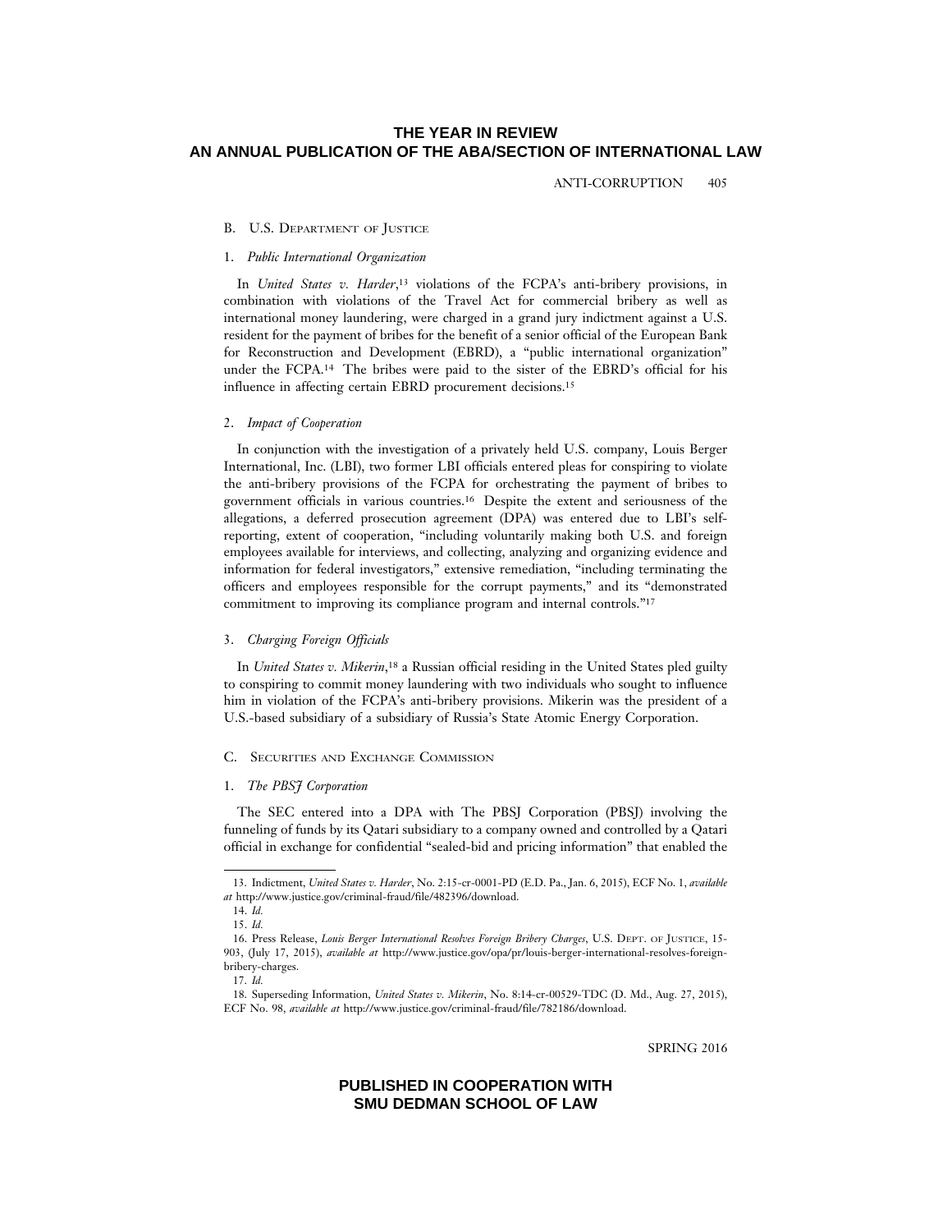### B. U.S. Department of Justice

#### 1. *Public International Organization*

In *United States v. Harder*,[13] violations of the FCPA's anti-bribery provisions, in combination with violations of the Travel Act for commercial bribery as well as international money laundering, were charged in a grand jury indictment against a U.S. resident for the payment of bribes for the benefit of a senior official of the European Bank for Reconstruction and Development (EBRD), a "public international organization" under the FCPA.[14] The bribes were paid to the sister of the EBRD's official for his influence in affecting certain EBRD procurement decisions.[15]

#### 2. *Impact of Cooperation*

In conjunction with the investigation of a privately held U.S. company, Louis Berger International, Inc. (LBI), two former LBI officials entered pleas for conspiring to violate the anti-bribery provisions of the FCPA for orchestrating the payment of bribes to government officials in various countries.[16] Despite the extent and seriousness of the allegations, a deferred prosecution agreement (DPA) was entered due to LBI's self-reporting, extent of cooperation, "including voluntarily making both U.S. and foreign employees available for interviews, and collecting, analyzing and organizing evidence and information for federal investigators," extensive remediation, "including terminating the officers and employees responsible for the corrupt payments," and its "demonstrated commitment to improving its compliance program and internal controls."[17]

#### 3. *Charging Foreign Officials*

In *United States v. Mikerin*,[18] a Russian official residing in the United States pled guilty to conspiring to commit money laundering with two individuals who sought to influence him in violation of the FCPA's anti-bribery provisions. Mikerin was the president of a U.S.-based subsidiary of a subsidiary of Russia's State Atomic Energy Corporation.

### C. Securities and Exchange Commission

#### 1. *The PBSJ Corporation*

The SEC entered into a DPA with The PBSJ Corporation (PBSJ) involving the funneling of funds by its Qatari subsidiary to a company owned and controlled by a Qatari official in exchange for confidential "sealed-bid and pricing information" that enabled the

---

13. Indictment, *United States v. Harder*, No. 2:15-cr-0001-PD (E.D. Pa., Jan. 6, 2015), ECF No. 1, *available at* http://www.justice.gov/criminal-fraud/file/482396/download.

14. *Id.*

15. *Id.*

16. Press Release, *Louis Berger International Resolves Foreign Bribery Charges*, U.S. Dept. of Justice, 15-903, (July 17, 2015), *available at* http://www.justice.gov/opa/pr/louis-berger-international-resolves-foreign-bribery-charges.

17. *Id.*

18. Superseding Information, *United States v. Mikerin*, No. 8:14-cr-00529-TDC (D. Md., Aug. 27, 2015), ECF No. 98, *available at* http://www.justice.gov/criminal-fraud/file/782186/download.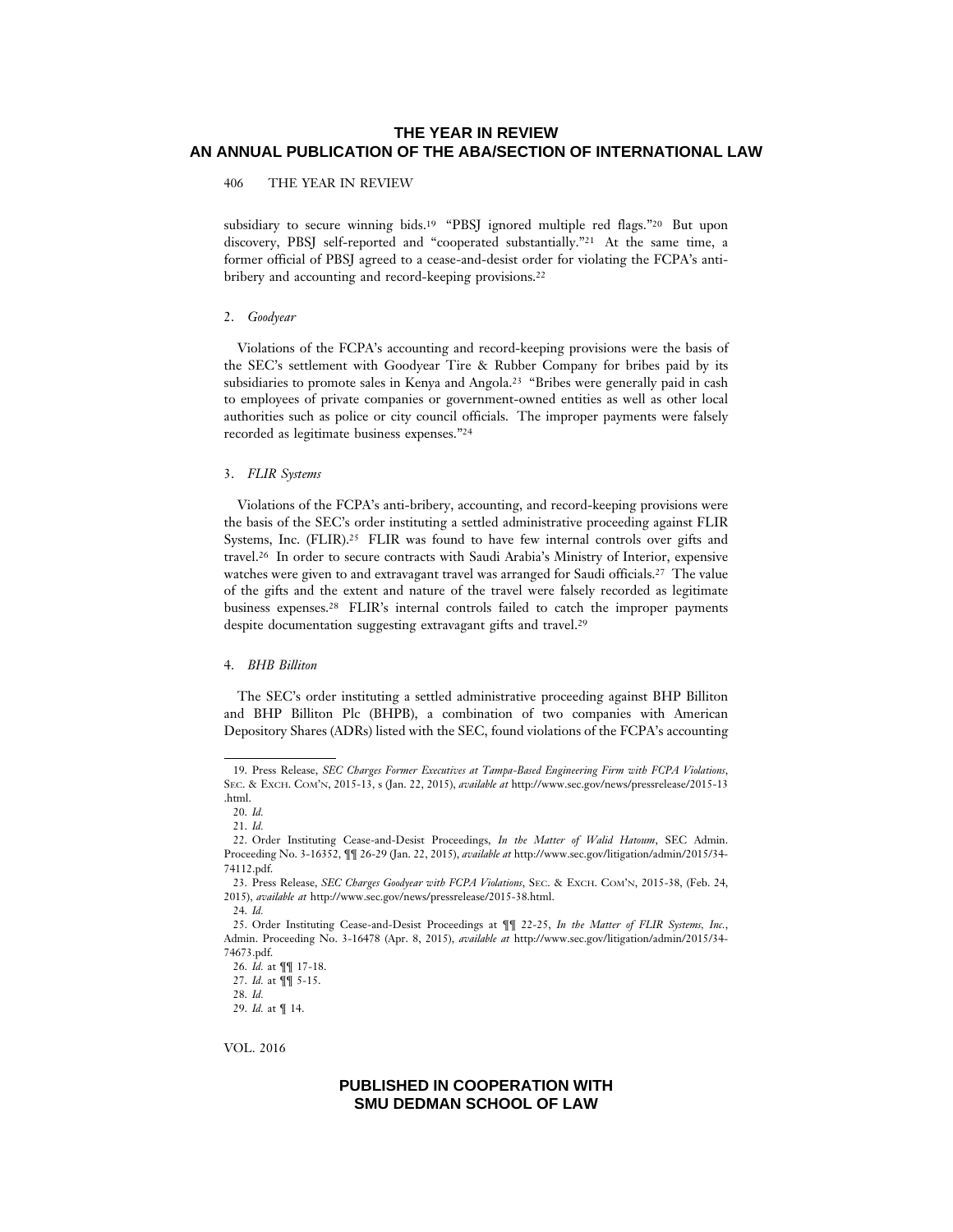subsidiary to secure winning bids.[19] "PBSJ ignored multiple red flags."[20] But upon discovery, PBSJ self-reported and "cooperated substantially."[21] At the same time, a former official of PBSJ agreed to a cease-and-desist order for violating the FCPA's anti-bribery and accounting and record-keeping provisions.[22]

### 2. *Goodyear*

Violations of the FCPA's accounting and record-keeping provisions were the basis of the SEC's settlement with Goodyear Tire & Rubber Company for bribes paid by its subsidiaries to promote sales in Kenya and Angola.[23] "Bribes were generally paid in cash to employees of private companies or government-owned entities as well as other local authorities such as police or city council officials. The improper payments were falsely recorded as legitimate business expenses."[24]

### 3. *FLIR Systems*

Violations of the FCPA's anti-bribery, accounting, and record-keeping provisions were the basis of the SEC's order instituting a settled administrative proceeding against FLIR Systems, Inc. (FLIR).[25] FLIR was found to have few internal controls over gifts and travel.[26] In order to secure contracts with Saudi Arabia's Ministry of Interior, expensive watches were given to and extravagant travel was arranged for Saudi officials.[27] The value of the gifts and the extent and nature of the travel were falsely recorded as legitimate business expenses.[28] FLIR's internal controls failed to catch the improper payments despite documentation suggesting extravagant gifts and travel.[29]

### 4. *BHB Billiton*

The SEC's order instituting a settled administrative proceeding against BHP Billiton and BHP Billiton Plc (BHPB), a combination of two companies with American Depository Shares (ADRs) listed with the SEC, found violations of the FCPA's accounting

---

19. Press Release, *SEC Charges Former Executives at Tampa-Based Engineering Firm with FCPA Violations*, SEC. & EXCH. COM'N, 2015-13, s (Jan. 22, 2015), *available at* http://www.sec.gov/news/pressrelease/2015-13.html.

20. *Id.*

21. *Id.*

22. Order Instituting Cease-and-Desist Proceedings, *In the Matter of Walid Hatoum*, SEC Admin. Proceeding No. 3-16352, ¶¶ 26-29 (Jan. 22, 2015), *available at* http://www.sec.gov/litigation/admin/2015/34-74112.pdf.

23. Press Release, *SEC Charges Goodyear with FCPA Violations*, SEC. & EXCH. COM'N, 2015-38, (Feb. 24, 2015), *available at* http://www.sec.gov/news/pressrelease/2015-38.html.

24. *Id.*

25. Order Instituting Cease-and-Desist Proceedings at ¶¶ 22-25, *In the Matter of FLIR Systems, Inc.*, Admin. Proceeding No. 3-16478 (Apr. 8, 2015), *available at* http://www.sec.gov/litigation/admin/2015/34-74673.pdf.

26. *Id.* at ¶¶ 17-18.

27. *Id.* at ¶¶ 5-15.

28. *Id.*

29. *Id.* at ¶ 14.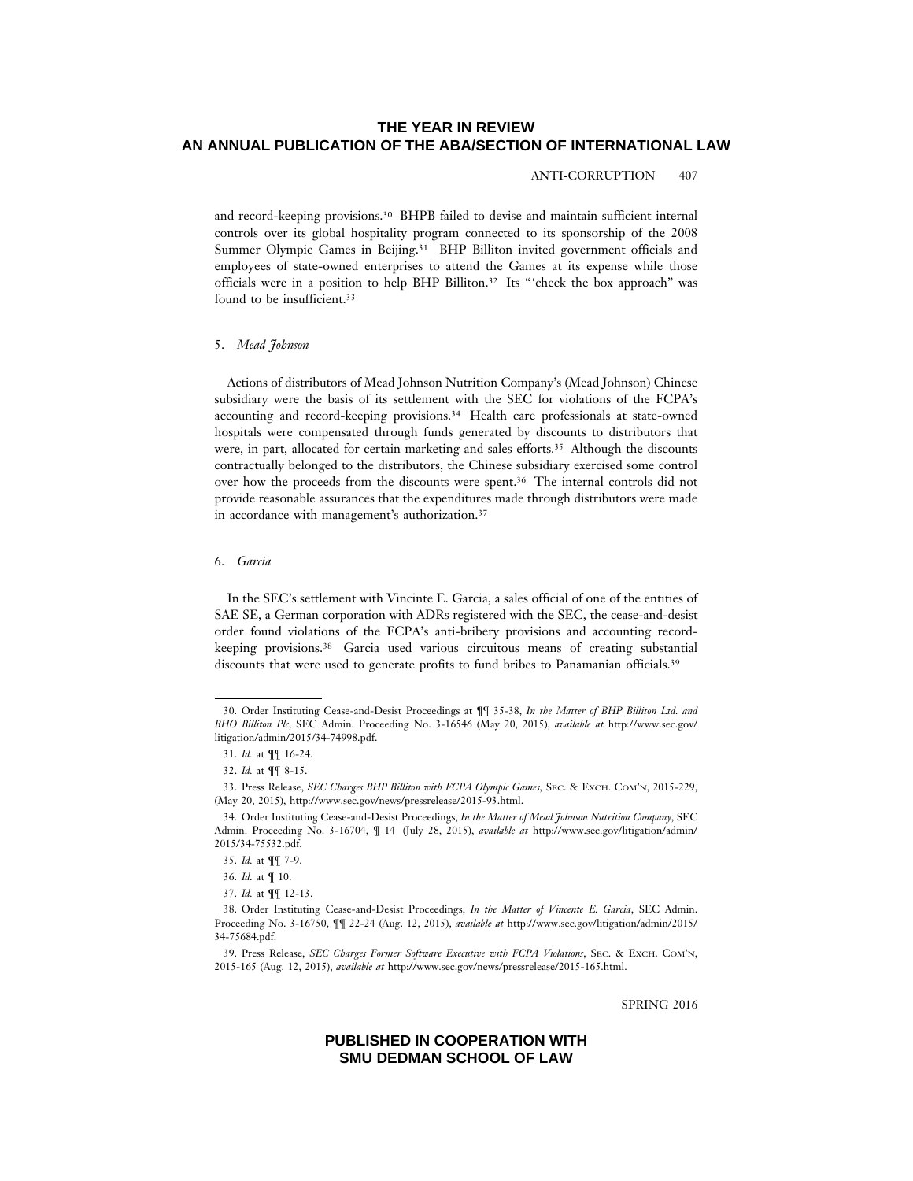and record-keeping provisions.[30] BHPB failed to devise and maintain sufficient internal controls over its global hospitality program connected to its sponsorship of the 2008 Summer Olympic Games in Beijing.[31] BHP Billiton invited government officials and employees of state-owned enterprises to attend the Games at its expense while those officials were in a position to help BHP Billiton.[32] Its "'check the box approach" was found to be insufficient.[33]

### 5. *Mead Johnson*

Actions of distributors of Mead Johnson Nutrition Company's (Mead Johnson) Chinese subsidiary were the basis of its settlement with the SEC for violations of the FCPA's accounting and record-keeping provisions.[34] Health care professionals at state-owned hospitals were compensated through funds generated by discounts to distributors that were, in part, allocated for certain marketing and sales efforts.[35] Although the discounts contractually belonged to the distributors, the Chinese subsidiary exercised some control over how the proceeds from the discounts were spent.[36] The internal controls did not provide reasonable assurances that the expenditures made through distributors were made in accordance with management's authorization.[37]

### 6. *Garcia*

In the SEC's settlement with Vincinte E. Garcia, a sales official of one of the entities of SAE SE, a German corporation with ADRs registered with the SEC, the cease-and-desist order found violations of the FCPA's anti-bribery provisions and accounting record-keeping provisions.[38] Garcia used various circuitous means of creating substantial discounts that were used to generate profits to fund bribes to Panamanian officials.[39]

---

30. Order Instituting Cease-and-Desist Proceedings at ¶¶ 35-38, *In the Matter of BHP Billiton Ltd. and BHO Billiton Plc*, SEC Admin. Proceeding No. 3-16546 (May 20, 2015), *available at* http://www.sec.gov/litigation/admin/2015/34-74998.pdf.

31. *Id.* at ¶¶ 16-24.

32. *Id.* at ¶¶ 8-15.

33. Press Release, *SEC Charges BHP Billiton with FCPA Olympic Games*, SEC. & EXCH. COM'N, 2015-229, (May 20, 2015), http://www.sec.gov/news/pressrelease/2015-93.html.

34. Order Instituting Cease-and-Desist Proceedings, *In the Matter of Mead Johnson Nutrition Company*, SEC Admin. Proceeding No. 3-16704, ¶ 14 (July 28, 2015), *available at* http://www.sec.gov/litigation/admin/2015/34-75532.pdf.

35. *Id.* at ¶¶ 7-9.

36. *Id.* at ¶ 10.

37. *Id.* at ¶¶ 12-13.

38. Order Instituting Cease-and-Desist Proceedings, *In the Matter of Vincente E. Garcia*, SEC Admin. Proceeding No. 3-16750, ¶¶ 22-24 (Aug. 12, 2015), *available at* http://www.sec.gov/litigation/admin/2015/34-75684.pdf.

39. Press Release, *SEC Charges Former Software Executive with FCPA Violations*, SEC. & EXCH. COM'N, 2015-165 (Aug. 12, 2015), *available at* http://www.sec.gov/news/pressrelease/2015-165.html.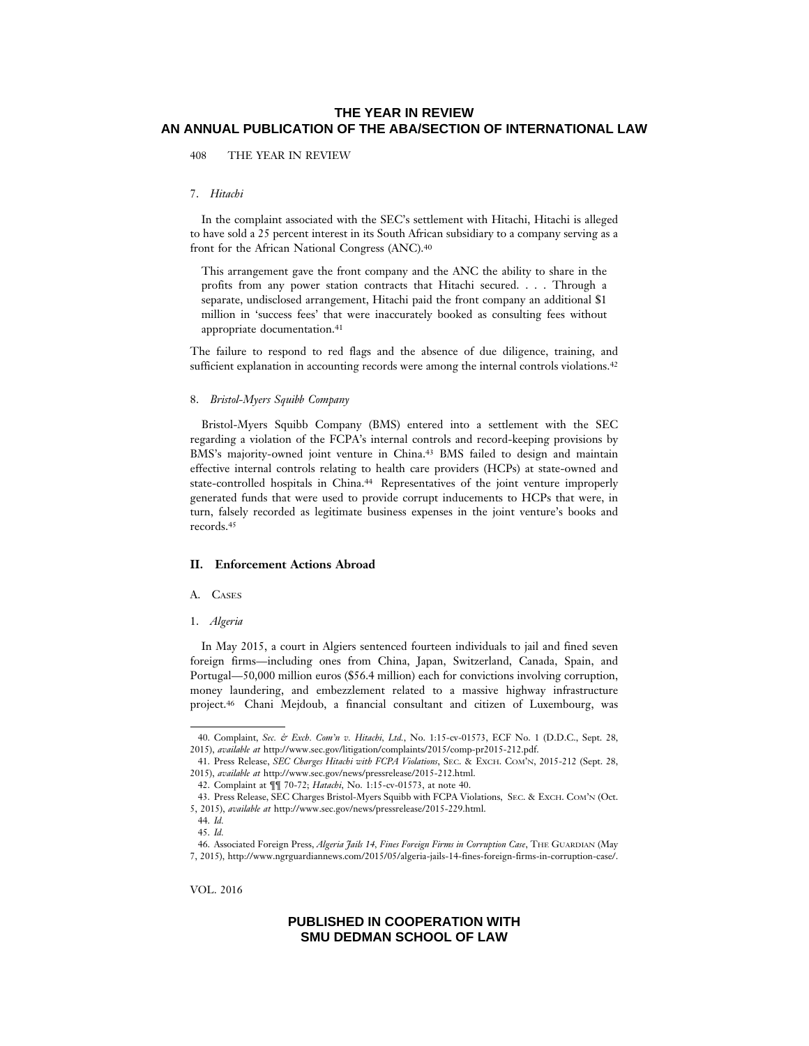7. *Hitachi*

In the complaint associated with the SEC's settlement with Hitachi, Hitachi is alleged to have sold a 25 percent interest in its South African subsidiary to a company serving as a front for the African National Congress (ANC).[40]

> This arrangement gave the front company and the ANC the ability to share in the profits from any power station contracts that Hitachi secured. . . . Through a separate, undisclosed arrangement, Hitachi paid the front company an additional $1 million in 'success fees' that were inaccurately booked as consulting fees without appropriate documentation.[41]

The failure to respond to red flags and the absence of due diligence, training, and sufficient explanation in accounting records were among the internal controls violations.[42]

8. *Bristol-Myers Squibb Company*

Bristol-Myers Squibb Company (BMS) entered into a settlement with the SEC regarding a violation of the FCPA's internal controls and record-keeping provisions by BMS's majority-owned joint venture in China.[43] BMS failed to design and maintain effective internal controls relating to health care providers (HCPs) at state-owned and state-controlled hospitals in China.[44] Representatives of the joint venture improperly generated funds that were used to provide corrupt inducements to HCPs that were, in turn, falsely recorded as legitimate business expenses in the joint venture's books and records.[45]

## II. Enforcement Actions Abroad

### A. Cases

1. *Algeria*

In May 2015, a court in Algiers sentenced fourteen individuals to jail and fined seven foreign firms—including ones from China, Japan, Switzerland, Canada, Spain, and Portugal—50,000 million euros ($56.4 million) each for convictions involving corruption, money laundering, and embezzlement related to a massive highway infrastructure project.[46] Chani Mejdoub, a financial consultant and citizen of Luxembourg, was

---

40. Complaint, *Sec. & Exch. Com'n v. Hitachi, Ltd.*, No. 1:15-cv-01573, ECF No. 1 (D.D.C., Sept. 28, 2015), *available at* http://www.sec.gov/litigation/complaints/2015/comp-pr2015-212.pdf.

41. Press Release, *SEC Charges Hitachi with FCPA Violations*, Sec. & Exch. Com'n, 2015-212 (Sept. 28, 2015), *available at* http://www.sec.gov/news/pressrelease/2015-212.html.

42. Complaint at ¶¶ 70-72; *Hatachi*, No. 1:15-cv-01573, at note 40.

43. Press Release, SEC Charges Bristol-Myers Squibb with FCPA Violations, Sec. & Exch. Com'n (Oct. 5, 2015), *available at* http://www.sec.gov/news/pressrelease/2015-229.html.

44. *Id.*

45. *Id.*

46. Associated Foreign Press, *Algeria Jails 14, Fines Foreign Firms in Corruption Case*, The Guardian (May 7, 2015), http://www.ngrguardiannews.com/2015/05/algeria-jails-14-fines-foreign-firms-in-corruption-case/.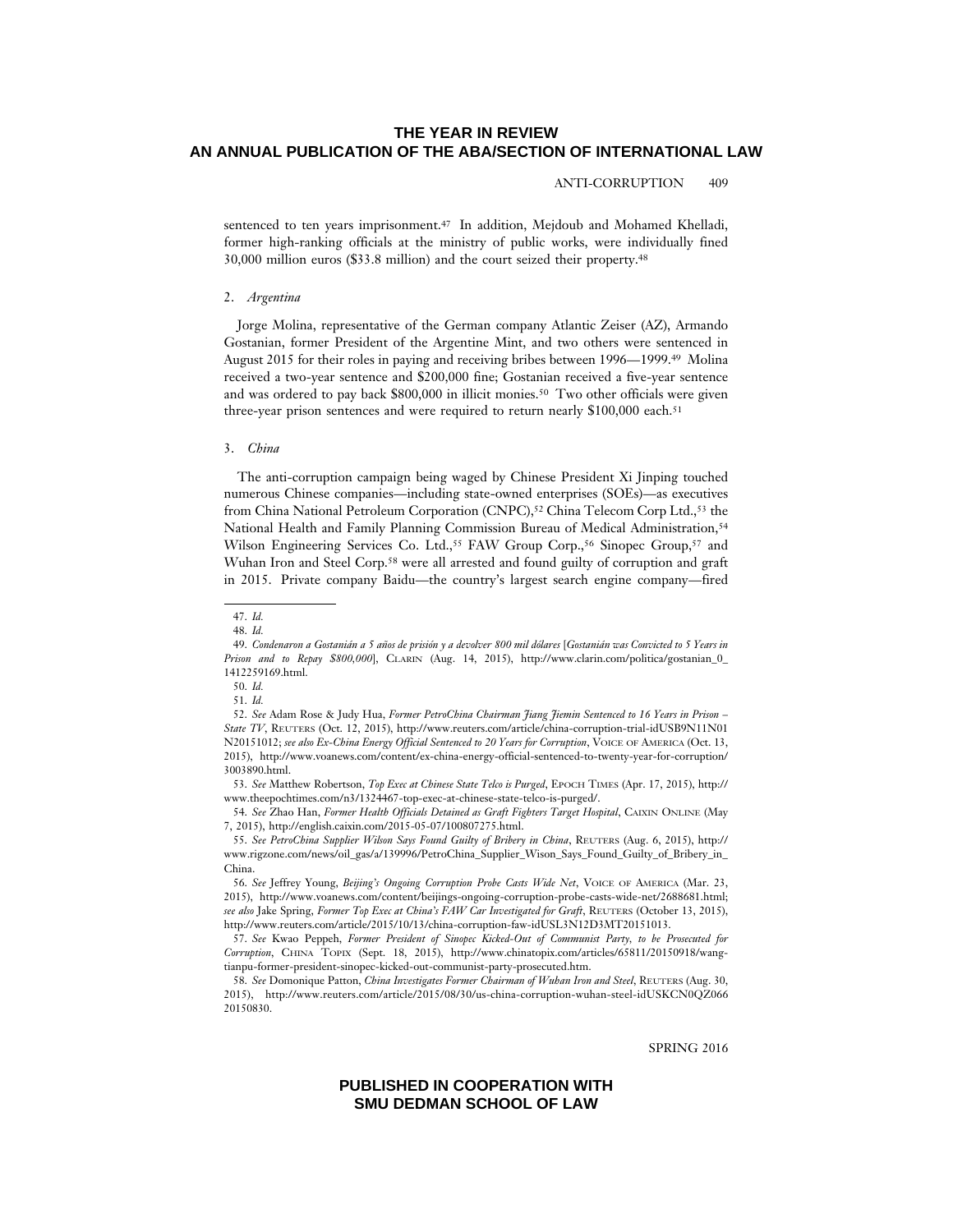sentenced to ten years imprisonment.[47] In addition, Mejdoub and Mohamed Khelladi, former high-ranking officials at the ministry of public works, were individually fined 30,000 million euros ($33.8 million) and the court seized their property.[48]

### 2. *Argentina*

Jorge Molina, representative of the German company Atlantic Zeiser (AZ), Armando Gostanian, former President of the Argentine Mint, and two others were sentenced in August 2015 for their roles in paying and receiving bribes between 1996—1999.[49] Molina received a two-year sentence and $200,000 fine; Gostanian received a five-year sentence and was ordered to pay back $800,000 in illicit monies.[50] Two other officials were given three-year prison sentences and were required to return nearly $100,000 each.[51]

### 3. *China*

The anti-corruption campaign being waged by Chinese President Xi Jinping touched numerous Chinese companies—including state-owned enterprises (SOEs)—as executives from China National Petroleum Corporation (CNPC),[52] China Telecom Corp Ltd.,[53] the National Health and Family Planning Commission Bureau of Medical Administration,[54] Wilson Engineering Services Co. Ltd.,[55] FAW Group Corp.,[56] Sinopec Group,[57] and Wuhan Iron and Steel Corp.[58] were all arrested and found guilty of corruption and graft in 2015. Private company Baidu—the country's largest search engine company—fired

---

47. *Id.*

48. *Id.*

49. *Condenaron a Gostanián a 5 años de prisión y a devolver 800 mil dólares* [*Gostanián was Convicted to 5 Years in Prison and to Repay $800,000*], CLARIN (Aug. 14, 2015), http://www.clarin.com/politica/gostanian_0_1412259169.html.

50. *Id.*

51. *Id.*

52. *See* Adam Rose & Judy Hua, *Former PetroChina Chairman Jiang Jiemin Sentenced to 16 Years in Prison – State TV*, REUTERS (Oct. 12, 2015), http://www.reuters.com/article/china-corruption-trial-idUSB9N11N01N20151012; *see also Ex-China Energy Official Sentenced to 20 Years for Corruption*, VOICE OF AMERICA (Oct. 13, 2015), http://www.voanews.com/content/ex-china-energy-official-sentenced-to-twenty-year-for-corruption/3003890.html.

53. *See* Matthew Robertson, *Top Exec at Chinese State Telco is Purged*, EPOCH TIMES (Apr. 17, 2015), http://www.theepochtimes.com/n3/1324467-top-exec-at-chinese-state-telco-is-purged/.

54. *See* Zhao Han, *Former Health Officials Detained as Graft Fighters Target Hospital*, CAIXIN ONLINE (May 7, 2015), http://english.caixin.com/2015-05-07/100807275.html.

55. *See PetroChina Supplier Wilson Says Found Guilty of Bribery in China*, REUTERS (Aug. 6, 2015), http://www.rigzone.com/news/oil_gas/a/139996/PetroChina_Supplier_Wison_Says_Found_Guilty_of_Bribery_in_China.

56. *See* Jeffrey Young, *Beijing's Ongoing Corruption Probe Casts Wide Net*, VOICE OF AMERICA (Mar. 23, 2015), http://www.voanews.com/content/beijings-ongoing-corruption-probe-casts-wide-net/2688681.html; *see also* Jake Spring, *Former Top Exec at China's FAW Car Investigated for Graft*, REUTERS (October 13, 2015), http://www.reuters.com/article/2015/10/13/china-corruption-faw-idUSL3N12D3MT20151013.

57. *See* Kwao Peppeh, *Former President of Sinopec Kicked-Out of Communist Party, to be Prosecuted for Corruption*, CHINA TOPIX (Sept. 18, 2015), http://www.chinatopix.com/articles/65811/20150918/wang-tianpu-former-president-sinopec-kicked-out-communist-party-prosecuted.htm.

58. *See* Domonique Patton, *China Investigates Former Chairman of Wuhan Iron and Steel*, REUTERS (Aug. 30, 2015), http://www.reuters.com/article/2015/08/30/us-china-corruption-wuhan-steel-idUSKCN0QZ06620150830.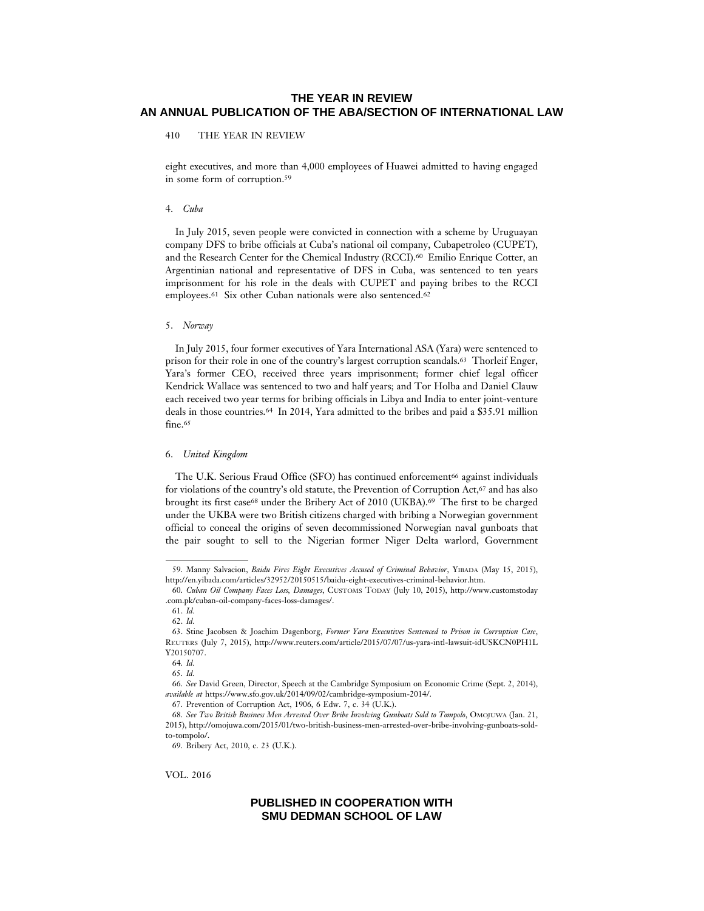eight executives, and more than 4,000 employees of Huawei admitted to having engaged in some form of corruption.[59]

4. *Cuba*

In July 2015, seven people were convicted in connection with a scheme by Uruguayan company DFS to bribe officials at Cuba's national oil company, Cubapetroleo (CUPET), and the Research Center for the Chemical Industry (RCCI).[60] Emilio Enrique Cotter, an Argentinian national and representative of DFS in Cuba, was sentenced to ten years imprisonment for his role in the deals with CUPET and paying bribes to the RCCI employees.[61] Six other Cuban nationals were also sentenced.[62]

5. *Norway*

In July 2015, four former executives of Yara International ASA (Yara) were sentenced to prison for their role in one of the country's largest corruption scandals.[63] Thorleif Enger, Yara's former CEO, received three years imprisonment; former chief legal officer Kendrick Wallace was sentenced to two and half years; and Tor Holba and Daniel Clauw each received two year terms for bribing officials in Libya and India to enter joint-venture deals in those countries.[64] In 2014, Yara admitted to the bribes and paid a $35.91 million fine.[65]

6. *United Kingdom*

The U.K. Serious Fraud Office (SFO) has continued enforcement[66] against individuals for violations of the country's old statute, the Prevention of Corruption Act,[67] and has also brought its first case[68] under the Bribery Act of 2010 (UKBA).[69] The first to be charged under the UKBA were two British citizens charged with bribing a Norwegian government official to conceal the origins of seven decommissioned Norwegian naval gunboats that the pair sought to sell to the Nigerian former Niger Delta warlord, Government

---

59. Manny Salvacion, *Baidu Fires Eight Executives Accused of Criminal Behavior*, YIBADA (May 15, 2015), http://en.yibada.com/articles/32952/20150515/baidu-eight-executives-criminal-behavior.htm.

60. *Cuban Oil Company Faces Loss, Damages*, CUSTOMS TODAY (July 10, 2015), http://www.customstoday.com.pk/cuban-oil-company-faces-loss-damages/.

61. *Id.*

62. *Id.*

63. Stine Jacobsen & Joachim Dagenborg, *Former Yara Executives Sentenced to Prison in Corruption Case*, REUTERS (July 7, 2015), http://www.reuters.com/article/2015/07/07/us-yara-intl-lawsuit-idUSKCN0PH1LY20150707.

64. *Id.*

65. *Id.*

66. *See* David Green, Director, Speech at the Cambridge Symposium on Economic Crime (Sept. 2, 2014), *available at* https://www.sfo.gov.uk/2014/09/02/cambridge-symposium-2014/.

67. Prevention of Corruption Act, 1906, 6 Edw. 7, c. 34 (U.K.).

68. *See Two British Business Men Arrested Over Bribe Involving Gunboats Sold to Tompolo*, OMOJUWA (Jan. 21, 2015), http://omojuwa.com/2015/01/two-british-business-men-arrested-over-bribe-involving-gunboats-sold-to-tompolo/.

69. Bribery Act, 2010, c. 23 (U.K.).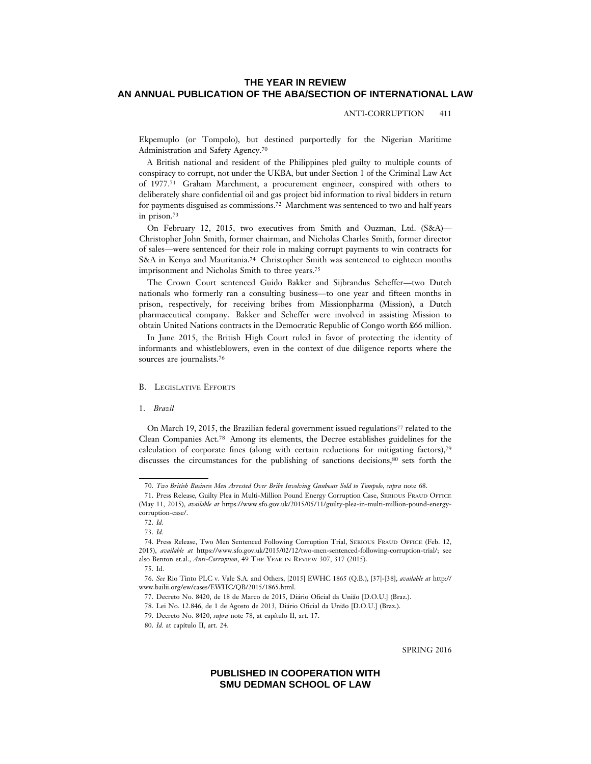Ekpemuplo (or Tompolo), but destined purportedly for the Nigerian Maritime Administration and Safety Agency.[70]

A British national and resident of the Philippines pled guilty to multiple counts of conspiracy to corrupt, not under the UKBA, but under Section 1 of the Criminal Law Act of 1977.[71] Graham Marchment, a procurement engineer, conspired with others to deliberately share confidential oil and gas project bid information to rival bidders in return for payments disguised as commissions.[72] Marchment was sentenced to two and half years in prison.[73]

On February 12, 2015, two executives from Smith and Ouzman, Ltd. (S&A)—Christopher John Smith, former chairman, and Nicholas Charles Smith, former director of sales—were sentenced for their role in making corrupt payments to win contracts for S&A in Kenya and Mauritania.[74] Christopher Smith was sentenced to eighteen months imprisonment and Nicholas Smith to three years.[75]

The Crown Court sentenced Guido Bakker and Sijbrandus Scheffer—two Dutch nationals who formerly ran a consulting business—to one year and fifteen months in prison, respectively, for receiving bribes from Missionpharma (Mission), a Dutch pharmaceutical company. Bakker and Scheffer were involved in assisting Mission to obtain United Nations contracts in the Democratic Republic of Congo worth £66 million.

In June 2015, the British High Court ruled in favor of protecting the identity of informants and whistleblowers, even in the context of due diligence reports where the sources are journalists.[76]

### B. Legislative Efforts

#### 1. *Brazil*

On March 19, 2015, the Brazilian federal government issued regulations[77] related to the Clean Companies Act.[78] Among its elements, the Decree establishes guidelines for the calculation of corporate fines (along with certain reductions for mitigating factors),[79] discusses the circumstances for the publishing of sanctions decisions,[80] sets forth the

---

70. *Two British Business Men Arrested Over Bribe Involving Gunboats Sold to Tompolo*, *supra* note 68.

71. Press Release, Guilty Plea in Multi-Million Pound Energy Corruption Case, Serious Fraud Office (May 11, 2015), *available at* https://www.sfo.gov.uk/2015/05/11/guilty-plea-in-multi-million-pound-energy-corruption-case/.

72. *Id.*

73. *Id.*

74. Press Release, Two Men Sentenced Following Corruption Trial, Serious Fraud Office (Feb. 12, 2015), *available at* https://www.sfo.gov.uk/2015/02/12/two-men-sentenced-following-corruption-trial/; see also Benton et.al., *Anti-Corruption*, 49 The Year in Review 307, 317 (2015).

75. Id.

76. *See* Rio Tinto PLC v. Vale S.A. and Others, [2015] EWHC 1865 (Q.B.), [37]-[38], *available at* http://www.bailii.org/ew/cases/EWHC/QB/2015/1865.html.

77. Decreto No. 8420, de 18 de Marco de 2015, Diário Oficial da União [D.O.U.] (Braz.).

78. Lei No. 12.846, de 1 de Agosto de 2013, Diário Oficial da União [D.O.U.] (Braz.).

79. Decreto No. 8420, *supra* note 78, at capítulo II, art. 17.

80. *Id.* at capítulo II, art. 24.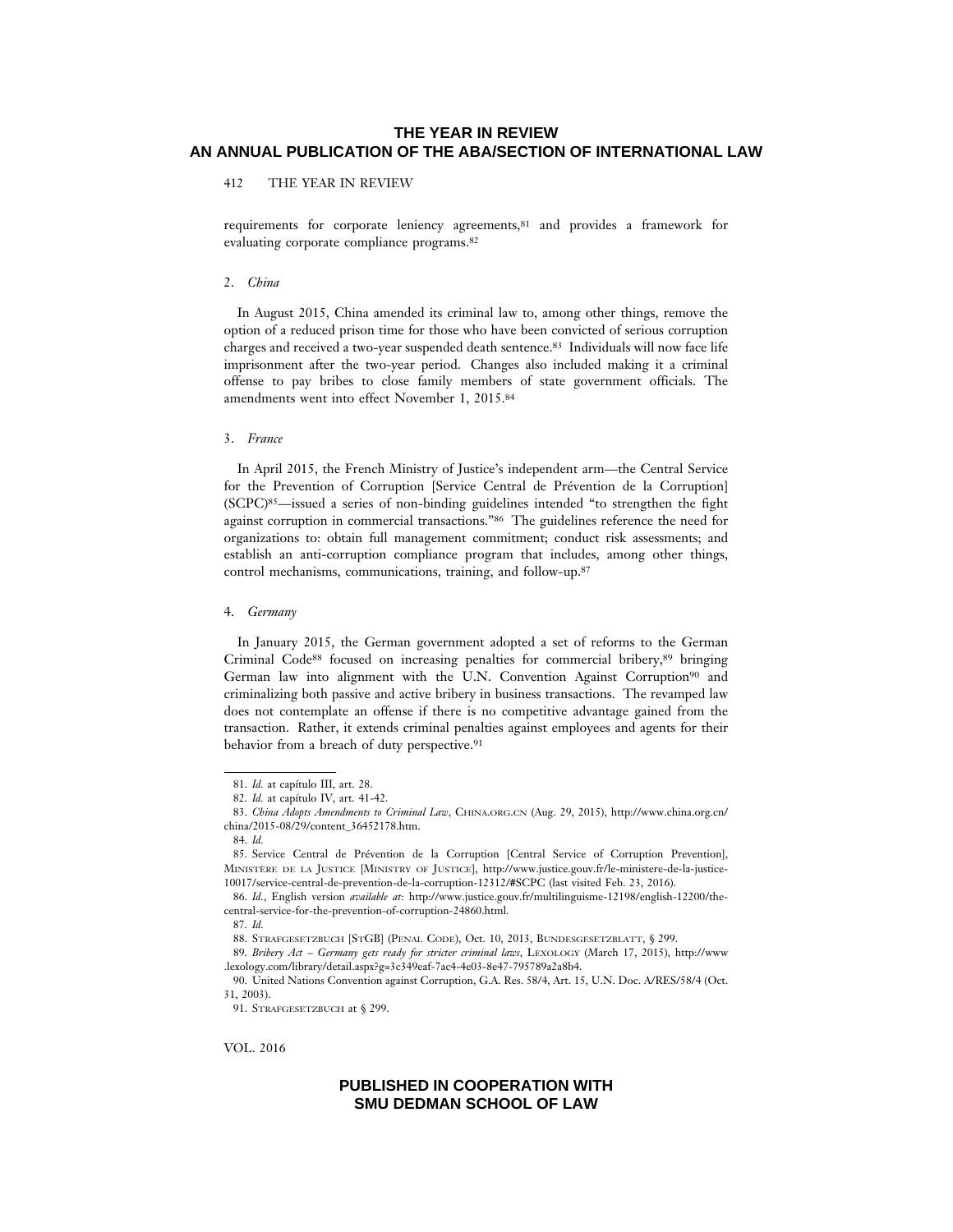requirements for corporate leniency agreements,[81] and provides a framework for evaluating corporate compliance programs.[82]

2. *China*

In August 2015, China amended its criminal law to, among other things, remove the option of a reduced prison time for those who have been convicted of serious corruption charges and received a two-year suspended death sentence.[83] Individuals will now face life imprisonment after the two-year period. Changes also included making it a criminal offense to pay bribes to close family members of state government officials. The amendments went into effect November 1, 2015.[84]

3. *France*

In April 2015, the French Ministry of Justice's independent arm—the Central Service for the Prevention of Corruption [Service Central de Prévention de la Corruption] (SCPC)[85]—issued a series of non-binding guidelines intended "to strengthen the fight against corruption in commercial transactions."[86] The guidelines reference the need for organizations to: obtain full management commitment; conduct risk assessments; and establish an anti-corruption compliance program that includes, among other things, control mechanisms, communications, training, and follow-up.[87]

4. *Germany*

In January 2015, the German government adopted a set of reforms to the German Criminal Code[88] focused on increasing penalties for commercial bribery,[89] bringing German law into alignment with the U.N. Convention Against Corruption[90] and criminalizing both passive and active bribery in business transactions. The revamped law does not contemplate an offense if there is no competitive advantage gained from the transaction. Rather, it extends criminal penalties against employees and agents for their behavior from a breach of duty perspective.[91]

---

81. *Id.* at capítulo III, art. 28.

82. *Id.* at capítulo IV, art. 41-42.

83. *China Adopts Amendments to Criminal Law*, CHINA.ORG.CN (Aug. 29, 2015), http://www.china.org.cn/china/2015-08/29/content_36452178.htm.

84. *Id.*

85. Service Central de Prévention de la Corruption [Central Service of Corruption Prevention], MINISTÈRE DE LA JUSTICE [MINISTRY OF JUSTICE], http://www.justice.gouv.fr/le-ministere-de-la-justice-10017/service-central-de-prevention-de-la-corruption-12312/#SCPC (last visited Feb. 23, 2016).

86. *Id.*, English version *available at*: http://www.justice.gouv.fr/multilinguisme-12198/english-12200/the-central-service-for-the-prevention-of-corruption-24860.html.

87. *Id.*

88. STRAFGESETZBUCH [STGB] (PENAL CODE), Oct. 10, 2013, BUNDESGESETZBLATT, § 299.

89. *Bribery Act – Germany gets ready for stricter criminal laws*, LEXOLOGY (March 17, 2015), http://www.lexology.com/library/detail.aspx?g=3c349eaf-7ac4-4e03-8e47-795789a2a8b4.

90. United Nations Convention against Corruption, G.A. Res. 58/4, Art. 15, U.N. Doc. A/RES/58/4 (Oct. 31, 2003).

91. STRAFGESETZBUCH at § 299.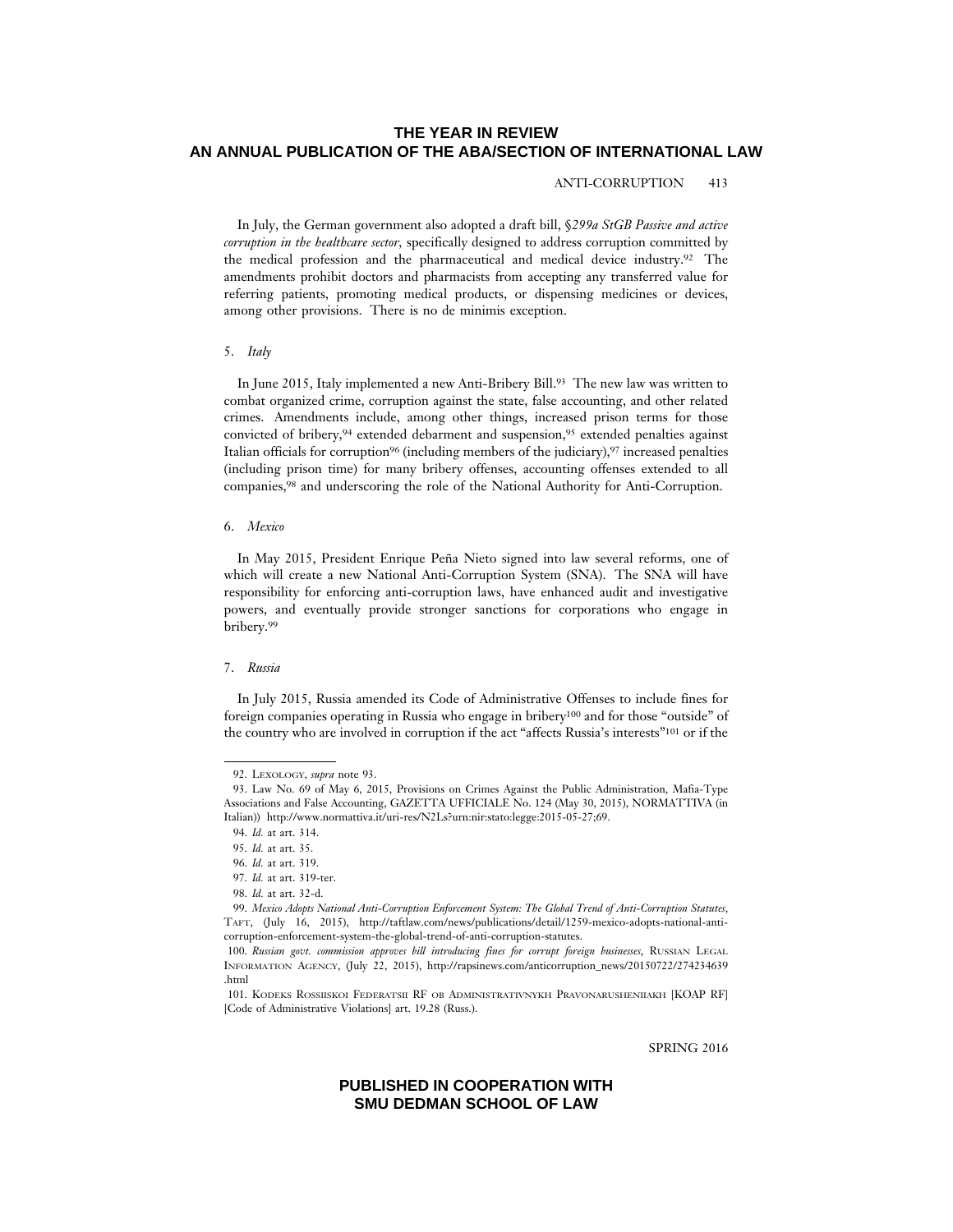In July, the German government also adopted a draft bill, §*299a StGB Passive and active corruption in the healthcare sector*, specifically designed to address corruption committed by the medical profession and the pharmaceutical and medical device industry.[92] The amendments prohibit doctors and pharmacists from accepting any transferred value for referring patients, promoting medical products, or dispensing medicines or devices, among other provisions. There is no de minimis exception.

5. *Italy*

In June 2015, Italy implemented a new Anti-Bribery Bill.[93] The new law was written to combat organized crime, corruption against the state, false accounting, and other related crimes. Amendments include, among other things, increased prison terms for those convicted of bribery,[94] extended debarment and suspension,[95] extended penalties against Italian officials for corruption[96] (including members of the judiciary),[97] increased penalties (including prison time) for many bribery offenses, accounting offenses extended to all companies,[98] and underscoring the role of the National Authority for Anti-Corruption.

6. *Mexico*

In May 2015, President Enrique Peña Nieto signed into law several reforms, one of which will create a new National Anti-Corruption System (SNA). The SNA will have responsibility for enforcing anti-corruption laws, have enhanced audit and investigative powers, and eventually provide stronger sanctions for corporations who engage in bribery.[99]

7. *Russia*

In July 2015, Russia amended its Code of Administrative Offenses to include fines for foreign companies operating in Russia who engage in bribery[100] and for those "outside" of the country who are involved in corruption if the act "affects Russia's interests"[101] or if the

---

92. LEXOLOGY, *supra* note 93.

93. Law No. 69 of May 6, 2015, Provisions on Crimes Against the Public Administration, Mafia-Type Associations and False Accounting, GAZETTA UFFICIALE No. 124 (May 30, 2015), NORMATTIVA (in Italian)) http://www.normattiva.it/uri-res/N2Ls?urn:nir:stato:legge:2015-05-27;69.

94. *Id.* at art. 314.

95. *Id.* at art. 35.

96. *Id.* at art. 319.

97. *Id.* at art. 319-ter.

98. *Id.* at art. 32-d.

99. *Mexico Adopts National Anti-Corruption Enforcement System: The Global Trend of Anti-Corruption Statutes*, TAFT, (July 16, 2015), http://taftlaw.com/news/publications/detail/1259-mexico-adopts-national-anti-corruption-enforcement-system-the-global-trend-of-anti-corruption-statutes.

100. *Russian govt. commission approves bill introducing fines for corrupt foreign businesses*, RUSSIAN LEGAL INFORMATION AGENCY, (July 22, 2015), http://rapsinews.com/anticorruption_news/20150722/274234639.html

101. KODEKS ROSSIISKOI FEDERATSII RF OB ADMINISTRATIVNYKH PRAVONARUSHENIIAKH [KOAP RF] [Code of Administrative Violations] art. 19.28 (Russ.).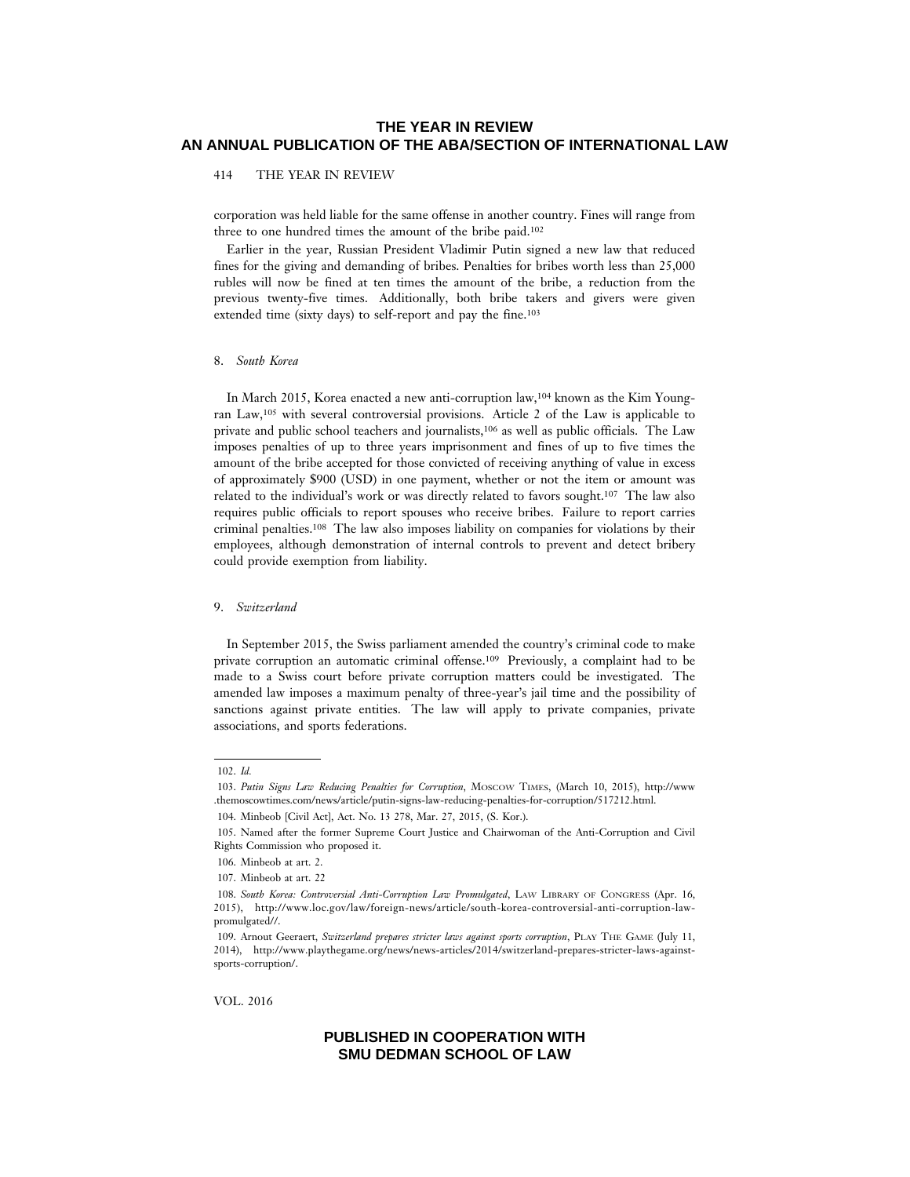corporation was held liable for the same offense in another country. Fines will range from three to one hundred times the amount of the bribe paid.[102]

Earlier in the year, Russian President Vladimir Putin signed a new law that reduced fines for the giving and demanding of bribes. Penalties for bribes worth less than 25,000 rubles will now be fined at ten times the amount of the bribe, a reduction from the previous twenty-five times. Additionally, both bribe takers and givers were given extended time (sixty days) to self-report and pay the fine.[103]

### 8. *South Korea*

In March 2015, Korea enacted a new anti-corruption law,[104] known as the Kim Young-ran Law,[105] with several controversial provisions. Article 2 of the Law is applicable to private and public school teachers and journalists,[106] as well as public officials. The Law imposes penalties of up to three years imprisonment and fines of up to five times the amount of the bribe accepted for those convicted of receiving anything of value in excess of approximately $900 (USD) in one payment, whether or not the item or amount was related to the individual's work or was directly related to favors sought.[107] The law also requires public officials to report spouses who receive bribes. Failure to report carries criminal penalties.[108] The law also imposes liability on companies for violations by their employees, although demonstration of internal controls to prevent and detect bribery could provide exemption from liability.

### 9. *Switzerland*

In September 2015, the Swiss parliament amended the country's criminal code to make private corruption an automatic criminal offense.[109] Previously, a complaint had to be made to a Swiss court before private corruption matters could be investigated. The amended law imposes a maximum penalty of three-year's jail time and the possibility of sanctions against private entities. The law will apply to private companies, private associations, and sports federations.

---

102. *Id.*

103. *Putin Signs Law Reducing Penalties for Corruption*, MOSCOW TIMES, (March 10, 2015), http://www.themoscowtimes.com/news/article/putin-signs-law-reducing-penalties-for-corruption/517212.html.

104. Minbeob [Civil Act], Act. No. 13 278, Mar. 27, 2015, (S. Kor.).

105. Named after the former Supreme Court Justice and Chairwoman of the Anti-Corruption and Civil Rights Commission who proposed it.

106. Minbeob at art. 2.

107. Minbeob at art. 22

108. *South Korea: Controversial Anti-Corruption Law Promulgated*, LAW LIBRARY OF CONGRESS (Apr. 16, 2015), http://www.loc.gov/law/foreign-news/article/south-korea-controversial-anti-corruption-law-promulgated//.

109. Arnout Geeraert, *Switzerland prepares stricter laws against sports corruption*, PLAY THE GAME (July 11, 2014), http://www.playthegame.org/news/news-articles/2014/switzerland-prepares-stricter-laws-against-sports-corruption/.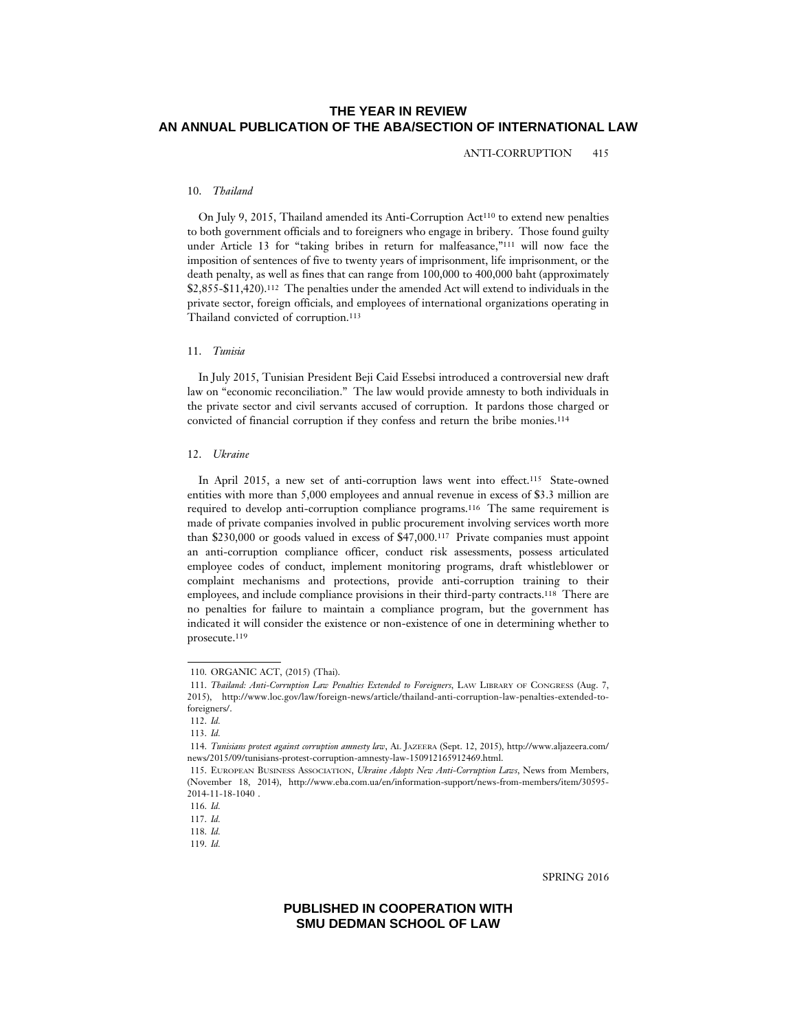10. *Thailand*

On July 9, 2015, Thailand amended its Anti-Corruption Act[110] to extend new penalties to both government officials and to foreigners who engage in bribery. Those found guilty under Article 13 for "taking bribes in return for malfeasance,"[111] will now face the imposition of sentences of five to twenty years of imprisonment, life imprisonment, or the death penalty, as well as fines that can range from 100,000 to 400,000 baht (approximately $2,855-$11,420).[112] The penalties under the amended Act will extend to individuals in the private sector, foreign officials, and employees of international organizations operating in Thailand convicted of corruption.[113]

11. *Tunisia*

In July 2015, Tunisian President Beji Caid Essebsi introduced a controversial new draft law on "economic reconciliation." The law would provide amnesty to both individuals in the private sector and civil servants accused of corruption. It pardons those charged or convicted of financial corruption if they confess and return the bribe monies.[114]

12. *Ukraine*

In April 2015, a new set of anti-corruption laws went into effect.[115] State-owned entities with more than 5,000 employees and annual revenue in excess of $3.3 million are required to develop anti-corruption compliance programs.[116] The same requirement is made of private companies involved in public procurement involving services worth more than $230,000 or goods valued in excess of $47,000.[117] Private companies must appoint an anti-corruption compliance officer, conduct risk assessments, possess articulated employee codes of conduct, implement monitoring programs, draft whistleblower or complaint mechanisms and protections, provide anti-corruption training to their employees, and include compliance provisions in their third-party contracts.[118] There are no penalties for failure to maintain a compliance program, but the government has indicated it will consider the existence or non-existence of one in determining whether to prosecute.[119]

---

110. ORGANIC ACT, (2015) (Thai).

111. *Thailand: Anti-Corruption Law Penalties Extended to Foreigners*, LAW LIBRARY OF CONGRESS (Aug. 7, 2015), http://www.loc.gov/law/foreign-news/article/thailand-anti-corruption-law-penalties-extended-to-foreigners/.

112. *Id.*

113. *Id.*

114. *Tunisians protest against corruption amnesty law*, AL JAZEERA (Sept. 12, 2015), http://www.aljazeera.com/news/2015/09/tunisians-protest-corruption-amnesty-law-150912165912469.html.

115. EUROPEAN BUSINESS ASSOCIATION, *Ukraine Adopts New Anti-Corruption Laws*, News from Members, (November 18, 2014), http://www.eba.com.ua/en/information-support/news-from-members/item/30595-2014-11-18-1040 .

116. *Id.*

117. *Id.*

118. *Id.*

119. *Id.*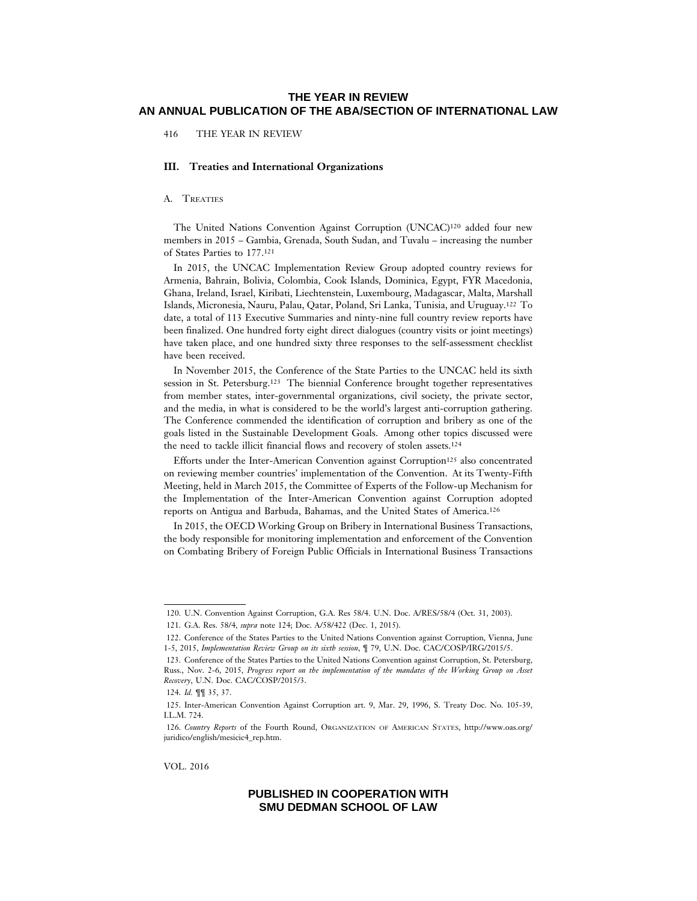## III. Treaties and International Organizations

### A. Treaties

The United Nations Convention Against Corruption (UNCAC)[120] added four new members in 2015 – Gambia, Grenada, South Sudan, and Tuvalu – increasing the number of States Parties to 177.[121]

In 2015, the UNCAC Implementation Review Group adopted country reviews for Armenia, Bahrain, Bolivia, Colombia, Cook Islands, Dominica, Egypt, FYR Macedonia, Ghana, Ireland, Israel, Kiribati, Liechtenstein, Luxembourg, Madagascar, Malta, Marshall Islands, Micronesia, Nauru, Palau, Qatar, Poland, Sri Lanka, Tunisia, and Uruguay.[122] To date, a total of 113 Executive Summaries and ninty-nine full country review reports have been finalized. One hundred forty eight direct dialogues (country visits or joint meetings) have taken place, and one hundred sixty three responses to the self-assessment checklist have been received.

In November 2015, the Conference of the State Parties to the UNCAC held its sixth session in St. Petersburg.[123] The biennial Conference brought together representatives from member states, inter-governmental organizations, civil society, the private sector, and the media, in what is considered to be the world's largest anti-corruption gathering. The Conference commended the identification of corruption and bribery as one of the goals listed in the Sustainable Development Goals. Among other topics discussed were the need to tackle illicit financial flows and recovery of stolen assets.[124]

Efforts under the Inter-American Convention against Corruption[125] also concentrated on reviewing member countries' implementation of the Convention. At its Twenty-Fifth Meeting, held in March 2015, the Committee of Experts of the Follow-up Mechanism for the Implementation of the Inter-American Convention against Corruption adopted reports on Antigua and Barbuda, Bahamas, and the United States of America.[126]

In 2015, the OECD Working Group on Bribery in International Business Transactions, the body responsible for monitoring implementation and enforcement of the Convention on Combating Bribery of Foreign Public Officials in International Business Transactions

---

120. U.N. Convention Against Corruption, G.A. Res 58/4. U.N. Doc. A/RES/58/4 (Oct. 31, 2003).

121. G.A. Res. 58/4, *supra* note 124; Doc. A/58/422 (Dec. 1, 2015).

122. Conference of the States Parties to the United Nations Convention against Corruption, Vienna, June 1-5, 2015, *Implementation Review Group on its sixth session*, ¶ 79, U.N. Doc. CAC/COSP/IRG/2015/5.

123. Conference of the States Parties to the United Nations Convention against Corruption, St. Petersburg, Russ., Nov. 2-6, 2015, *Progress report on the implementation of the mandates of the Working Group on Asset Recovery*, U.N. Doc. CAC/COSP/2015/3.

124. *Id.* ¶¶ 35, 37.

125. Inter-American Convention Against Corruption art. 9, Mar. 29, 1996, S. Treaty Doc. No. 105-39, I.L.M. 724.

126. *Country Reports* of the Fourth Round, Organization of American States, http://www.oas.org/juridico/english/mesicic4_rep.htm.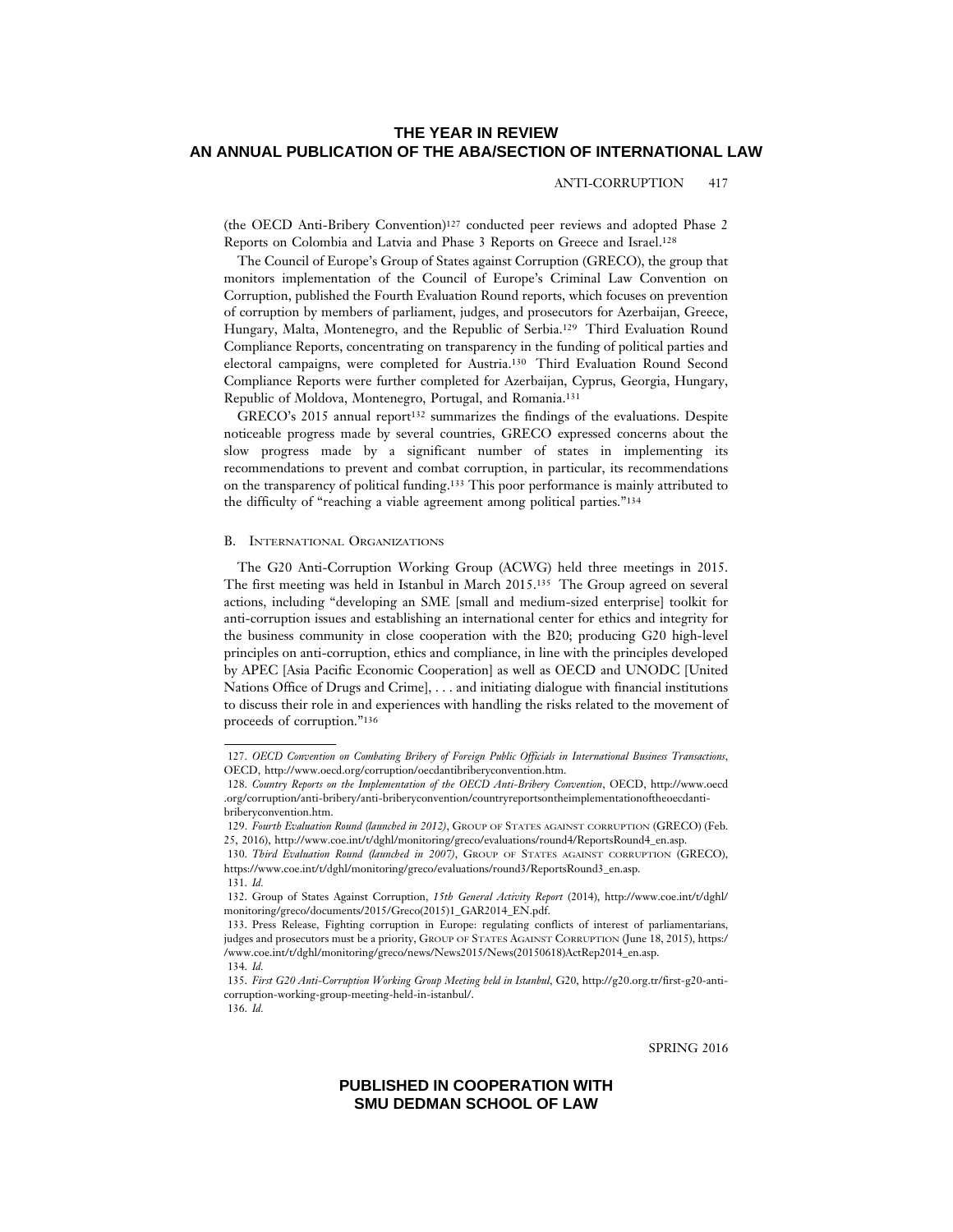(the OECD Anti-Bribery Convention)[127] conducted peer reviews and adopted Phase 2 Reports on Colombia and Latvia and Phase 3 Reports on Greece and Israel.[128]

The Council of Europe's Group of States against Corruption (GRECO), the group that monitors implementation of the Council of Europe's Criminal Law Convention on Corruption, published the Fourth Evaluation Round reports, which focuses on prevention of corruption by members of parliament, judges, and prosecutors for Azerbaijan, Greece, Hungary, Malta, Montenegro, and the Republic of Serbia.[129] Third Evaluation Round Compliance Reports, concentrating on transparency in the funding of political parties and electoral campaigns, were completed for Austria.[130] Third Evaluation Round Second Compliance Reports were further completed for Azerbaijan, Cyprus, Georgia, Hungary, Republic of Moldova, Montenegro, Portugal, and Romania.[131]

GRECO's 2015 annual report[132] summarizes the findings of the evaluations. Despite noticeable progress made by several countries, GRECO expressed concerns about the slow progress made by a significant number of states in implementing its recommendations to prevent and combat corruption, in particular, its recommendations on the transparency of political funding.[133] This poor performance is mainly attributed to the difficulty of "reaching a viable agreement among political parties."[134]

### B. International Organizations

The G20 Anti-Corruption Working Group (ACWG) held three meetings in 2015. The first meeting was held in Istanbul in March 2015.[135] The Group agreed on several actions, including "developing an SME [small and medium-sized enterprise] toolkit for anti-corruption issues and establishing an international center for ethics and integrity for the business community in close cooperation with the B20; producing G20 high-level principles on anti-corruption, ethics and compliance, in line with the principles developed by APEC [Asia Pacific Economic Cooperation] as well as OECD and UNODC [United Nations Office of Drugs and Crime], . . . and initiating dialogue with financial institutions to discuss their role in and experiences with handling the risks related to the movement of proceeds of corruption."[136]

---

127. *OECD Convention on Combating Bribery of Foreign Public Officials in International Business Transactions*, OECD, http://www.oecd.org/corruption/oecdantibriberyconvention.htm.

128. *Country Reports on the Implementation of the OECD Anti-Bribery Convention*, OECD, http://www.oecd.org/corruption/anti-bribery/anti-briberyconvention/countryreportsontheimplementationoftheoecdantibriberyconvention.htm.

129. *Fourth Evaluation Round (launched in 2012)*, Group of States against Corruption (GRECO) (Feb. 25, 2016), http://www.coe.int/t/dghl/monitoring/greco/evaluations/round4/ReportsRound4_en.asp.

130. *Third Evaluation Round (launched in 2007)*, Group of States against Corruption (GRECO), https://www.coe.int/t/dghl/monitoring/greco/evaluations/round3/ReportsRound3_en.asp.

131. *Id.*

132. Group of States Against Corruption, *15th General Activity Report* (2014), http://www.coe.int/t/dghl/monitoring/greco/documents/2015/Greco(2015)1_GAR2014_EN.pdf.

133. Press Release, Fighting corruption in Europe: regulating conflicts of interest of parliamentarians, judges and prosecutors must be a priority, Group of States Against Corruption (June 18, 2015), https://www.coe.int/t/dghl/monitoring/greco/news/News2015/News(20150618)ActRep2014_en.asp.

134. *Id.*

135. *First G20 Anti-Corruption Working Group Meeting held in Istanbul*, G20, http://g20.org.tr/first-g20-anti-corruption-working-group-meeting-held-in-istanbul/.

136. *Id.*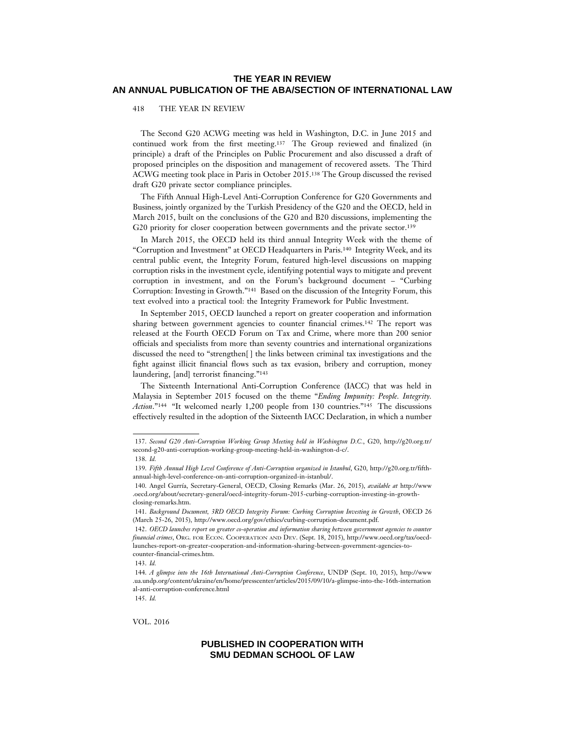The Second G20 ACWG meeting was held in Washington, D.C. in June 2015 and continued work from the first meeting.[137] The Group reviewed and finalized (in principle) a draft of the Principles on Public Procurement and also discussed a draft of proposed principles on the disposition and management of recovered assets. The Third ACWG meeting took place in Paris in October 2015.[138] The Group discussed the revised draft G20 private sector compliance principles.

The Fifth Annual High-Level Anti-Corruption Conference for G20 Governments and Business, jointly organized by the Turkish Presidency of the G20 and the OECD, held in March 2015, built on the conclusions of the G20 and B20 discussions, implementing the G20 priority for closer cooperation between governments and the private sector.[139]

In March 2015, the OECD held its third annual Integrity Week with the theme of "Corruption and Investment" at OECD Headquarters in Paris.[140] Integrity Week, and its central public event, the Integrity Forum, featured high-level discussions on mapping corruption risks in the investment cycle, identifying potential ways to mitigate and prevent corruption in investment, and on the Forum's background document – "Curbing Corruption: Investing in Growth."[141] Based on the discussion of the Integrity Forum, this text evolved into a practical tool: the Integrity Framework for Public Investment.

In September 2015, OECD launched a report on greater cooperation and information sharing between government agencies to counter financial crimes.[142] The report was released at the Fourth OECD Forum on Tax and Crime, where more than 200 senior officials and specialists from more than seventy countries and international organizations discussed the need to "strengthen[ ] the links between criminal tax investigations and the fight against illicit financial flows such as tax evasion, bribery and corruption, money laundering, [and] terrorist financing."[143]

The Sixteenth International Anti-Corruption Conference (IACC) that was held in Malaysia in September 2015 focused on the theme "*Ending Impunity: People. Integrity. Action*."[144] "It welcomed nearly 1,200 people from 130 countries."[145] The discussions effectively resulted in the adoption of the Sixteenth IACC Declaration, in which a number

---

137. *Second G20 Anti-Corruption Working Group Meeting held in Washington D.C.*, G20, http://g20.org.tr/second-g20-anti-corruption-working-group-meeting-held-in-washington-d-c/.

138. *Id.*

139. *Fifth Annual High Level Conference of Anti-Corruption organized in Istanbul*, G20, http://g20.org.tr/fifth-annual-high-level-conference-on-anti-corruption-organized-in-istanbul/.

140. Angel Gurría, Secretary-General, OECD, Closing Remarks (Mar. 26, 2015), *available at* http://www.oecd.org/about/secretary-general/oecd-integrity-forum-2015-curbing-corruption-investing-in-growth-closing-remarks.htm.

141. *Background Document, 3RD OECD Integrity Forum: Curbing Corruption Investing in Growth*, OECD 26 (March 25-26, 2015), http://www.oecd.org/gov/ethics/curbing-corruption-document.pdf.

142. *OECD launches report on greater co-operation and information sharing between government agencies to counter financial crimes*, ORG. FOR ECON. COOPERATION AND DEV. (Sept. 18, 2015), http://www.oecd.org/tax/oecd-launches-report-on-greater-cooperation-and-information-sharing-between-government-agencies-to-counter-financial-crimes.htm.

143. *Id.*

144. *A glimpse into the 16th International Anti-Corruption Conference*, UNDP (Sept. 10, 2015), http://www.ua.undp.org/content/ukraine/en/home/presscenter/articles/2015/09/10/a-glimpse-into-the-16th-international-anti-corruption-conference.html

145. *Id.*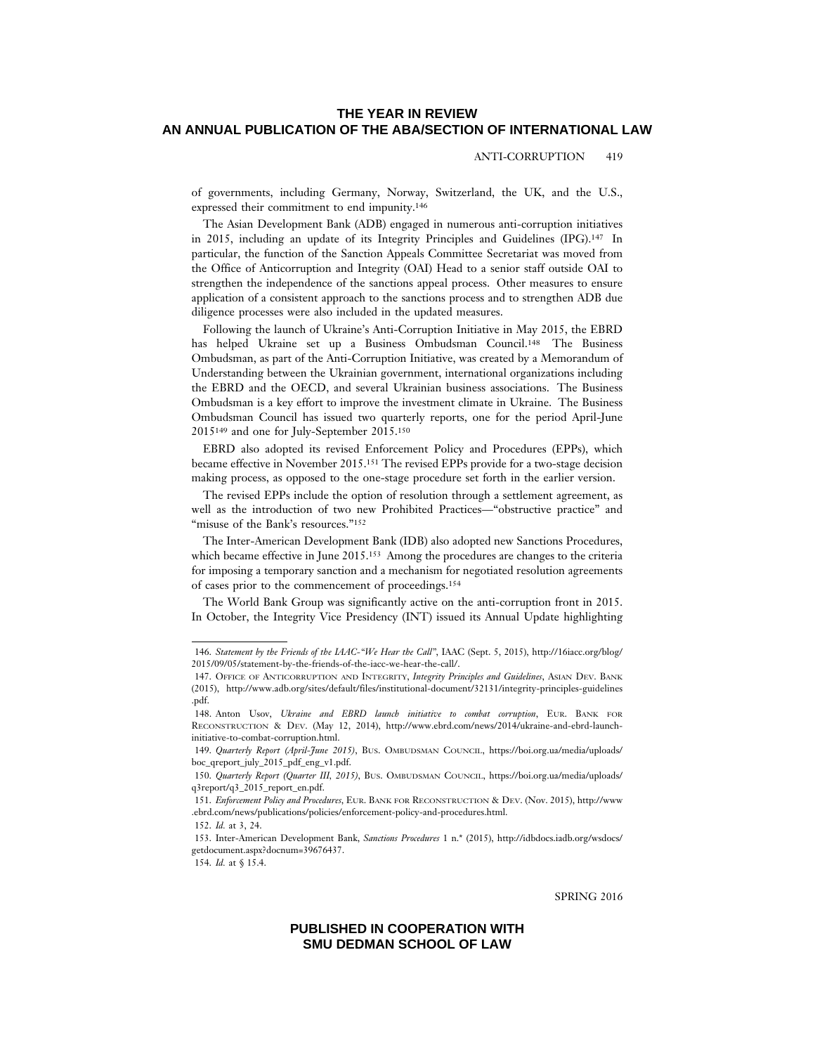of governments, including Germany, Norway, Switzerland, the UK, and the U.S., expressed their commitment to end impunity.[146]

The Asian Development Bank (ADB) engaged in numerous anti-corruption initiatives in 2015, including an update of its Integrity Principles and Guidelines (IPG).[147] In particular, the function of the Sanction Appeals Committee Secretariat was moved from the Office of Anticorruption and Integrity (OAI) Head to a senior staff outside OAI to strengthen the independence of the sanctions appeal process. Other measures to ensure application of a consistent approach to the sanctions process and to strengthen ADB due diligence processes were also included in the updated measures.

Following the launch of Ukraine's Anti-Corruption Initiative in May 2015, the EBRD has helped Ukraine set up a Business Ombudsman Council.[148] The Business Ombudsman, as part of the Anti-Corruption Initiative, was created by a Memorandum of Understanding between the Ukrainian government, international organizations including the EBRD and the OECD, and several Ukrainian business associations. The Business Ombudsman is a key effort to improve the investment climate in Ukraine. The Business Ombudsman Council has issued two quarterly reports, one for the period April-June 2015[149] and one for July-September 2015.[150]

EBRD also adopted its revised Enforcement Policy and Procedures (EPPs), which became effective in November 2015.[151] The revised EPPs provide for a two-stage decision making process, as opposed to the one-stage procedure set forth in the earlier version.

The revised EPPs include the option of resolution through a settlement agreement, as well as the introduction of two new Prohibited Practices—"obstructive practice" and "misuse of the Bank's resources."[152]

The Inter-American Development Bank (IDB) also adopted new Sanctions Procedures, which became effective in June 2015.[153] Among the procedures are changes to the criteria for imposing a temporary sanction and a mechanism for negotiated resolution agreements of cases prior to the commencement of proceedings.[154]

The World Bank Group was significantly active on the anti-corruption front in 2015. In October, the Integrity Vice Presidency (INT) issued its Annual Update highlighting

---

146. *Statement by the Friends of the IACC-"We Hear the Call"*, IAAC (Sept. 5, 2015), http://16iacc.org/blog/2015/09/05/statement-by-the-friends-of-the-iacc-we-hear-the-call/.

147. Office of Anticorruption and Integrity, *Integrity Principles and Guidelines*, Asian Dev. Bank (2015), http://www.adb.org/sites/default/files/institutional-document/32131/integrity-principles-guidelines.pdf.

148. Anton Usov, *Ukraine and EBRD launch initiative to combat corruption*, Eur. Bank for Reconstruction & Dev. (May 12, 2014), http://www.ebrd.com/news/2014/ukraine-and-ebrd-launch-initiative-to-combat-corruption.html.

149. *Quarterly Report (April-June 2015)*, Bus. Ombudsman Council, https://boi.org.ua/media/uploads/boc_qreport_july_2015_pdf_eng_v1.pdf.

150. *Quarterly Report (Quarter III, 2015)*, Bus. Ombudsman Council, https://boi.org.ua/media/uploads/q3report/q3_2015_report_en.pdf.

151. *Enforcement Policy and Procedures*, Eur. Bank for Reconstruction & Dev. (Nov. 2015), http://www.ebrd.com/news/publications/policies/enforcement-policy-and-procedures.html.

152. *Id.* at 3, 24.

153. Inter-American Development Bank, *Sanctions Procedures* 1 n.* (2015), http://idbdocs.iadb.org/wsdocs/getdocument.aspx?docnum=39676437.

154. *Id.* at § 15.4.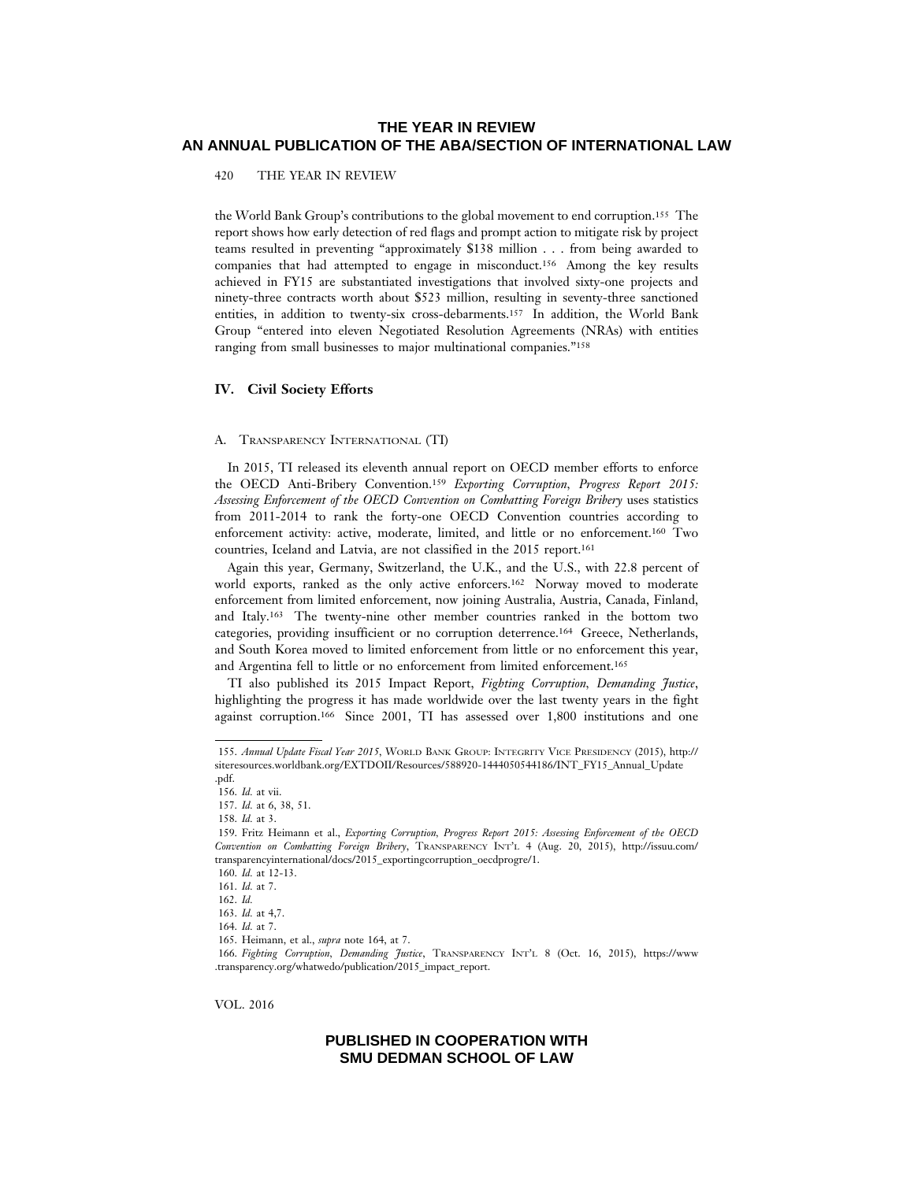the World Bank Group's contributions to the global movement to end corruption.[155] The report shows how early detection of red flags and prompt action to mitigate risk by project teams resulted in preventing "approximately $138 million . . . from being awarded to companies that had attempted to engage in misconduct.[156] Among the key results achieved in FY15 are substantiated investigations that involved sixty-one projects and ninety-three contracts worth about $523 million, resulting in seventy-three sanctioned entities, in addition to twenty-six cross-debarments.[157] In addition, the World Bank Group "entered into eleven Negotiated Resolution Agreements (NRAs) with entities ranging from small businesses to major multinational companies."[158]

## IV. Civil Society Efforts

### A. Transparency International (TI)

In 2015, TI released its eleventh annual report on OECD member efforts to enforce the OECD Anti-Bribery Convention.[159] *Exporting Corruption, Progress Report 2015: Assessing Enforcement of the OECD Convention on Combatting Foreign Bribery* uses statistics from 2011-2014 to rank the forty-one OECD Convention countries according to enforcement activity: active, moderate, limited, and little or no enforcement.[160] Two countries, Iceland and Latvia, are not classified in the 2015 report.[161]

Again this year, Germany, Switzerland, the U.K., and the U.S., with 22.8 percent of world exports, ranked as the only active enforcers.[162] Norway moved to moderate enforcement from limited enforcement, now joining Australia, Austria, Canada, Finland, and Italy.[163] The twenty-nine other member countries ranked in the bottom two categories, providing insufficient or no corruption deterrence.[164] Greece, Netherlands, and South Korea moved to limited enforcement from little or no enforcement this year, and Argentina fell to little or no enforcement from limited enforcement.[165]

TI also published its 2015 Impact Report, *Fighting Corruption, Demanding Justice*, highlighting the progress it has made worldwide over the last twenty years in the fight against corruption.[166] Since 2001, TI has assessed over 1,800 institutions and one

---

155. *Annual Update Fiscal Year 2015*, World Bank Group: Integrity Vice Presidency (2015), http://siteresources.worldbank.org/EXTDOII/Resources/588920-1444050544186/INT_FY15_Annual_Update.pdf.

156. *Id.* at vii.

157. *Id.* at 6, 38, 51.

158. *Id.* at 3.

159. Fritz Heimann et al., *Exporting Corruption, Progress Report 2015: Assessing Enforcement of the OECD Convention on Combatting Foreign Bribery*, Transparency Int'l 4 (Aug. 20, 2015), http://issuu.com/transparencyinternational/docs/2015_exportingcorruption_oecdprogre/1.

160. *Id.* at 12-13.

161. *Id.* at 7.

162. *Id.*

163. *Id.* at 4,7.

164. *Id.* at 7.

165. Heimann, et al., *supra* note 164, at 7.

166. *Fighting Corruption, Demanding Justice*, Transparency Int'l 8 (Oct. 16, 2015), https://www.transparency.org/whatwedo/publication/2015_impact_report.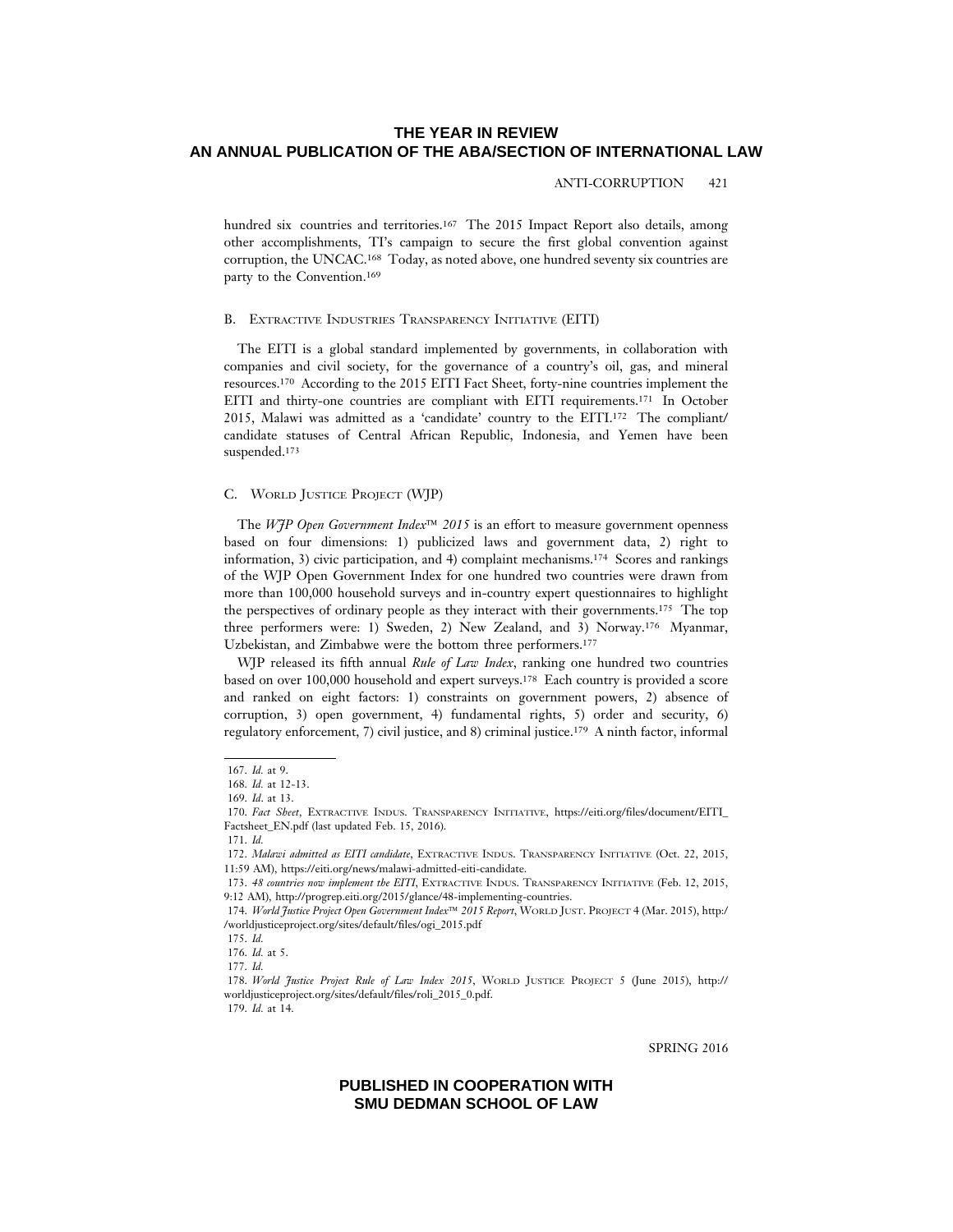hundred six countries and territories.[167] The 2015 Impact Report also details, among other accomplishments, TI's campaign to secure the first global convention against corruption, the UNCAC.[168] Today, as noted above, one hundred seventy six countries are party to the Convention.[169]

### B. Extractive Industries Transparency Initiative (EITI)

The EITI is a global standard implemented by governments, in collaboration with companies and civil society, for the governance of a country's oil, gas, and mineral resources.[170] According to the 2015 EITI Fact Sheet, forty-nine countries implement the EITI and thirty-one countries are compliant with EITI requirements.[171] In October 2015, Malawi was admitted as a 'candidate' country to the EITI.[172] The compliant/candidate statuses of Central African Republic, Indonesia, and Yemen have been suspended.[173]

### C. World Justice Project (WJP)

The *WJP Open Government Index™ 2015* is an effort to measure government openness based on four dimensions: 1) publicized laws and government data, 2) right to information, 3) civic participation, and 4) complaint mechanisms.[174] Scores and rankings of the WJP Open Government Index for one hundred two countries were drawn from more than 100,000 household surveys and in-country expert questionnaires to highlight the perspectives of ordinary people as they interact with their governments.[175] The top three performers were: 1) Sweden, 2) New Zealand, and 3) Norway.[176] Myanmar, Uzbekistan, and Zimbabwe were the bottom three performers.[177]

WJP released its fifth annual *Rule of Law Index*, ranking one hundred two countries based on over 100,000 household and expert surveys.[178] Each country is provided a score and ranked on eight factors: 1) constraints on government powers, 2) absence of corruption, 3) open government, 4) fundamental rights, 5) order and security, 6) regulatory enforcement, 7) civil justice, and 8) criminal justice.[179] A ninth factor, informal

---

167. *Id.* at 9.

168. *Id.* at 12-13.

169. *Id*. at 13.

170. *Fact Sheet*, Extractive Indus. Transparency Initiative, https://eiti.org/files/document/EITI_Factsheet_EN.pdf (last updated Feb. 15, 2016).

171. *Id.*

172. *Malawi admitted as EITI candidate*, Extractive Indus. Transparency Initiative (Oct. 22, 2015, 11:59 AM), https://eiti.org/news/malawi-admitted-eiti-candidate.

173. *48 countries now implement the EITI*, Extractive Indus. Transparency Initiative (Feb. 12, 2015, 9:12 AM), http://progrep.eiti.org/2015/glance/48-implementing-countries.

174. *World Justice Project Open Government Index™ 2015 Report*, World Just. Project 4 (Mar. 2015), http://worldjusticeproject.org/sites/default/files/ogi_2015.pdf

175. *Id.*

176. *Id.* at 5.

177. *Id.*

178. *World Justice Project Rule of Law Index 2015*, World Justice Project 5 (June 2015), http://worldjusticeproject.org/sites/default/files/roli_2015_0.pdf.

179. *Id.* at 14.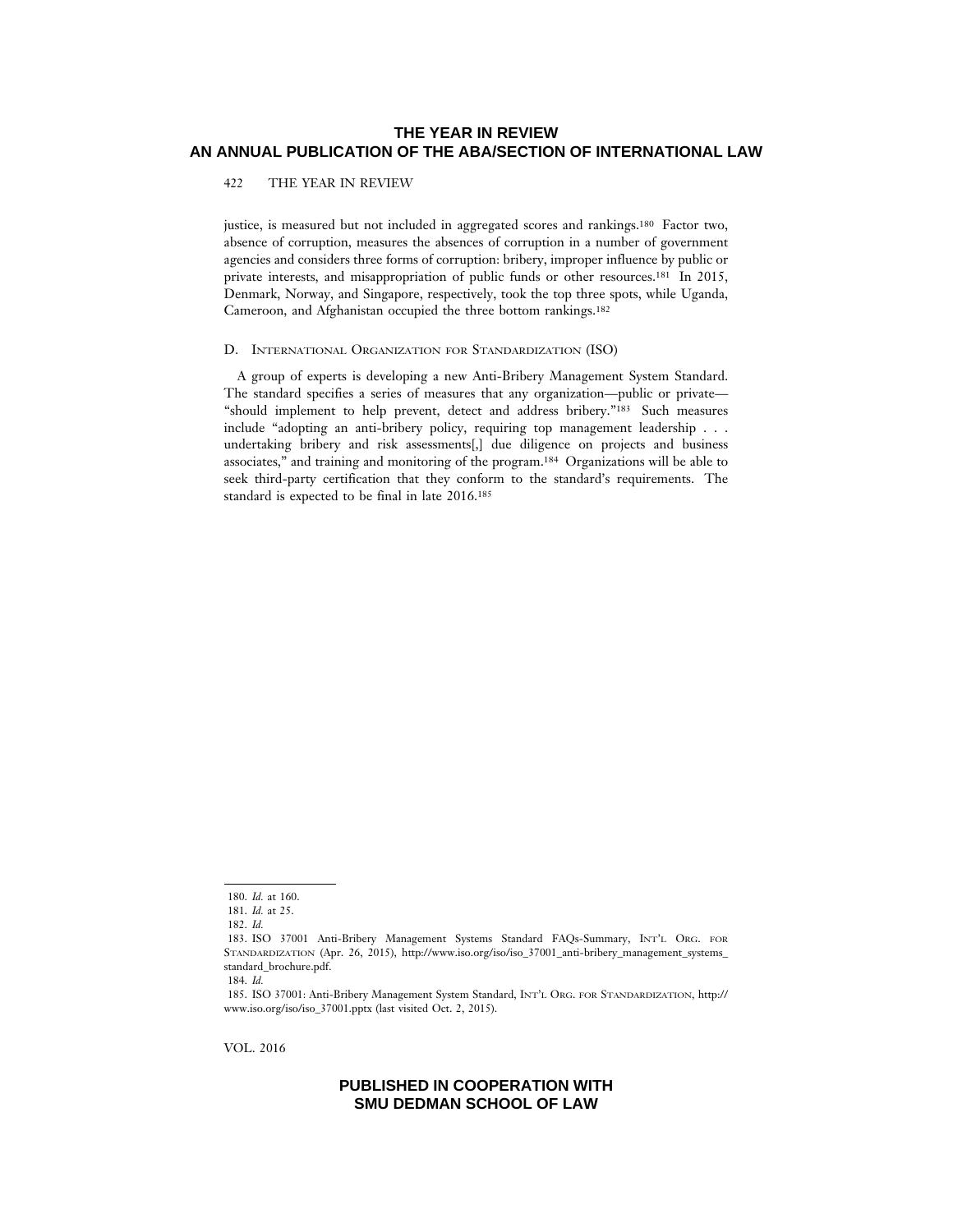justice, is measured but not included in aggregated scores and rankings.[180] Factor two, absence of corruption, measures the absences of corruption in a number of government agencies and considers three forms of corruption: bribery, improper influence by public or private interests, and misappropriation of public funds or other resources.[181] In 2015, Denmark, Norway, and Singapore, respectively, took the top three spots, while Uganda, Cameroon, and Afghanistan occupied the three bottom rankings.[182]

### D. International Organization for Standardization (ISO)

A group of experts is developing a new Anti-Bribery Management System Standard. The standard specifies a series of measures that any organization—public or private—"should implement to help prevent, detect and address bribery."[183] Such measures include "adopting an anti-bribery policy, requiring top management leadership . . . undertaking bribery and risk assessments[,] due diligence on projects and business associates," and training and monitoring of the program.[184] Organizations will be able to seek third-party certification that they conform to the standard's requirements. The standard is expected to be final in late 2016.[185]

---

180. *Id.* at 160.

181. *Id.* at 25.

182. *Id.*

183. ISO 37001 Anti-Bribery Management Systems Standard FAQs-Summary, Int'l Org. for Standardization (Apr. 26, 2015), http://www.iso.org/iso/iso_37001_anti-bribery_management_systems_standard_brochure.pdf.

184. *Id.*

185. ISO 37001: Anti-Bribery Management System Standard, Int'l Org. for Standardization, http://www.iso.org/iso/iso_37001.pptx (last visited Oct. 2, 2015).